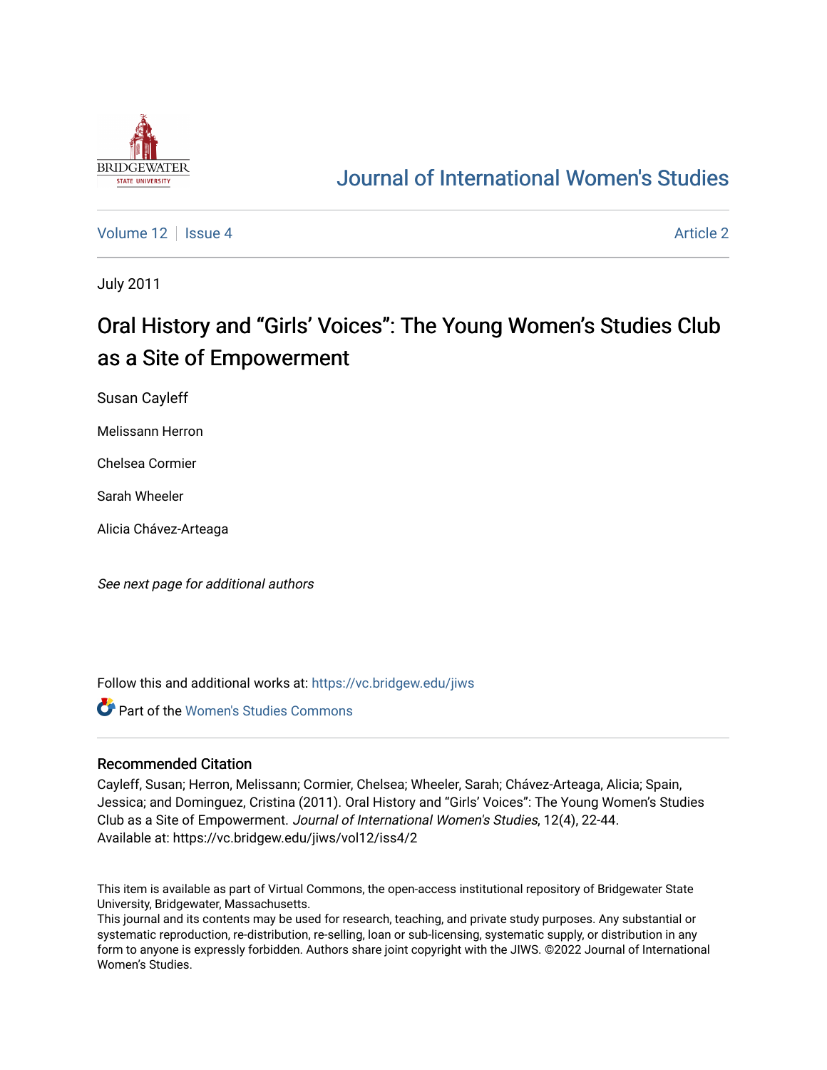Journal of International Women's Studies

Volume 12 | Issue 4 | Article 2

July 2011

# Oral History and "Girls' Voices": The Young Women's Studies Club as a Site of Empowerment

Susan Cayleff

Melissann Herron

Chelsea Cormier

Sarah Wheeler

Alicia Chávez-Arteaga

*See next page for additional authors*

Follow this and additional works at: https://vc.bridgew.edu/jiws

Part of the Women's Studies Commons

## Recommended Citation

Cayleff, Susan; Herron, Melissann; Cormier, Chelsea; Wheeler, Sarah; Chávez-Arteaga, Alicia; Spain, Jessica; and Dominguez, Cristina (2011). Oral History and "Girls' Voices": The Young Women's Studies Club as a Site of Empowerment. *Journal of International Women's Studies*, 12(4), 22-44.
Available at: https://vc.bridgew.edu/jiws/vol12/iss4/2

This item is available as part of Virtual Commons, the open-access institutional repository of Bridgewater State University, Bridgewater, Massachusetts.
This journal and its contents may be used for research, teaching, and private study purposes. Any substantial or systematic reproduction, re-distribution, re-selling, loan or sub-licensing, systematic supply, or distribution in any form to anyone is expressly forbidden. Authors share joint copyright with the JIWS. ©2022 Journal of International Women's Studies.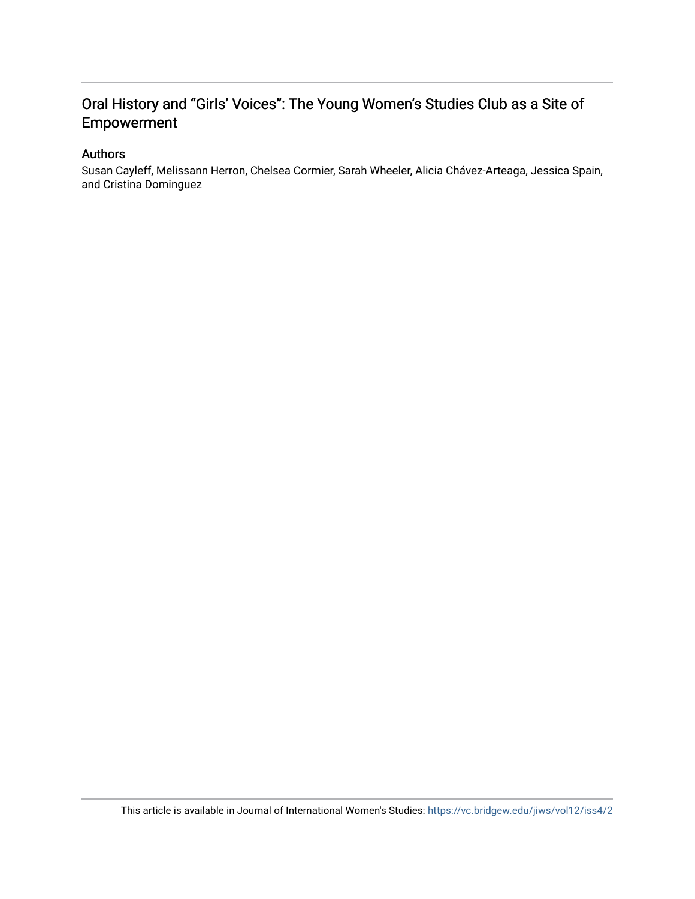# Oral History and "Girls' Voices": The Young Women's Studies Club as a Site of Empowerment

## Authors

Susan Cayleff, Melissann Herron, Chelsea Cormier, Sarah Wheeler, Alicia Chávez-Arteaga, Jessica Spain, and Cristina Dominguez

This article is available in Journal of International Women's Studies: https://vc.bridgew.edu/jiws/vol12/iss4/2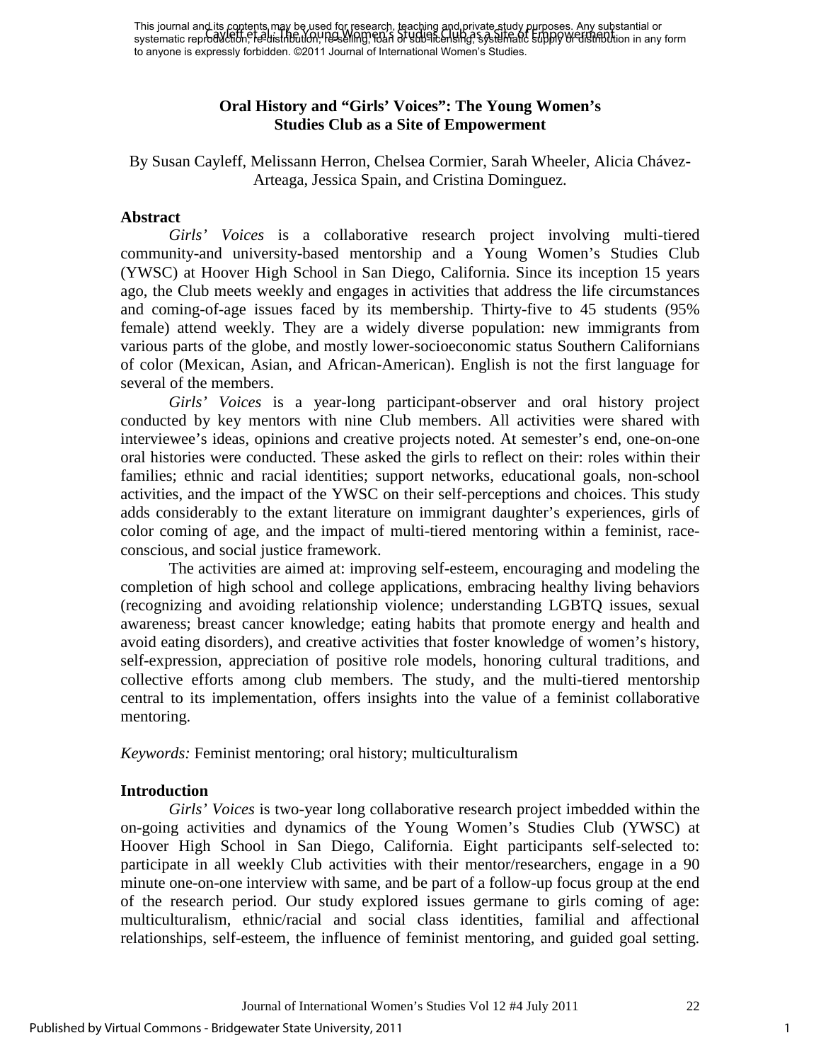This journal and its contents may be used for research, teaching and private study purposes. Any substantial or systematic reproduction, re-distribution, re-selling, loan or sub-licensing, systematic supply or distribution in any form to anyone is expressly forbidden. ©2011 Journal of International Women's Studies.

# Oral History and "Girls' Voices": The Young Women's Studies Club as a Site of Empowerment

By Susan Cayleff, Melissann Herron, Chelsea Cormier, Sarah Wheeler, Alicia Chávez-Arteaga, Jessica Spain, and Cristina Dominguez.

## Abstract

*Girls' Voices* is a collaborative research project involving multi-tiered community-and university-based mentorship and a Young Women's Studies Club (YWSC) at Hoover High School in San Diego, California. Since its inception 15 years ago, the Club meets weekly and engages in activities that address the life circumstances and coming-of-age issues faced by its membership. Thirty-five to 45 students (95% female) attend weekly. They are a widely diverse population: new immigrants from various parts of the globe, and mostly lower-socioeconomic status Southern Californians of color (Mexican, Asian, and African-American). English is not the first language for several of the members.

*Girls' Voices* is a year-long participant-observer and oral history project conducted by key mentors with nine Club members. All activities were shared with interviewee's ideas, opinions and creative projects noted. At semester's end, one-on-one oral histories were conducted. These asked the girls to reflect on their: roles within their families; ethnic and racial identities; support networks, educational goals, non-school activities, and the impact of the YWSC on their self-perceptions and choices. This study adds considerably to the extant literature on immigrant daughter's experiences, girls of color coming of age, and the impact of multi-tiered mentoring within a feminist, race-conscious, and social justice framework.

The activities are aimed at: improving self-esteem, encouraging and modeling the completion of high school and college applications, embracing healthy living behaviors (recognizing and avoiding relationship violence; understanding LGBTQ issues, sexual awareness; breast cancer knowledge; eating habits that promote energy and health and avoid eating disorders), and creative activities that foster knowledge of women's history, self-expression, appreciation of positive role models, honoring cultural traditions, and collective efforts among club members. The study, and the multi-tiered mentorship central to its implementation, offers insights into the value of a feminist collaborative mentoring.

*Keywords:* Feminist mentoring; oral history; multiculturalism

## Introduction

*Girls' Voices* is two-year long collaborative research project imbedded within the on-going activities and dynamics of the Young Women's Studies Club (YWSC) at Hoover High School in San Diego, California. Eight participants self-selected to: participate in all weekly Club activities with their mentor/researchers, engage in a 90 minute one-on-one interview with same, and be part of a follow-up focus group at the end of the research period. Our study explored issues germane to girls coming of age: multiculturalism, ethnic/racial and social class identities, familial and affectional relationships, self-esteem, the influence of feminist mentoring, and guided goal setting.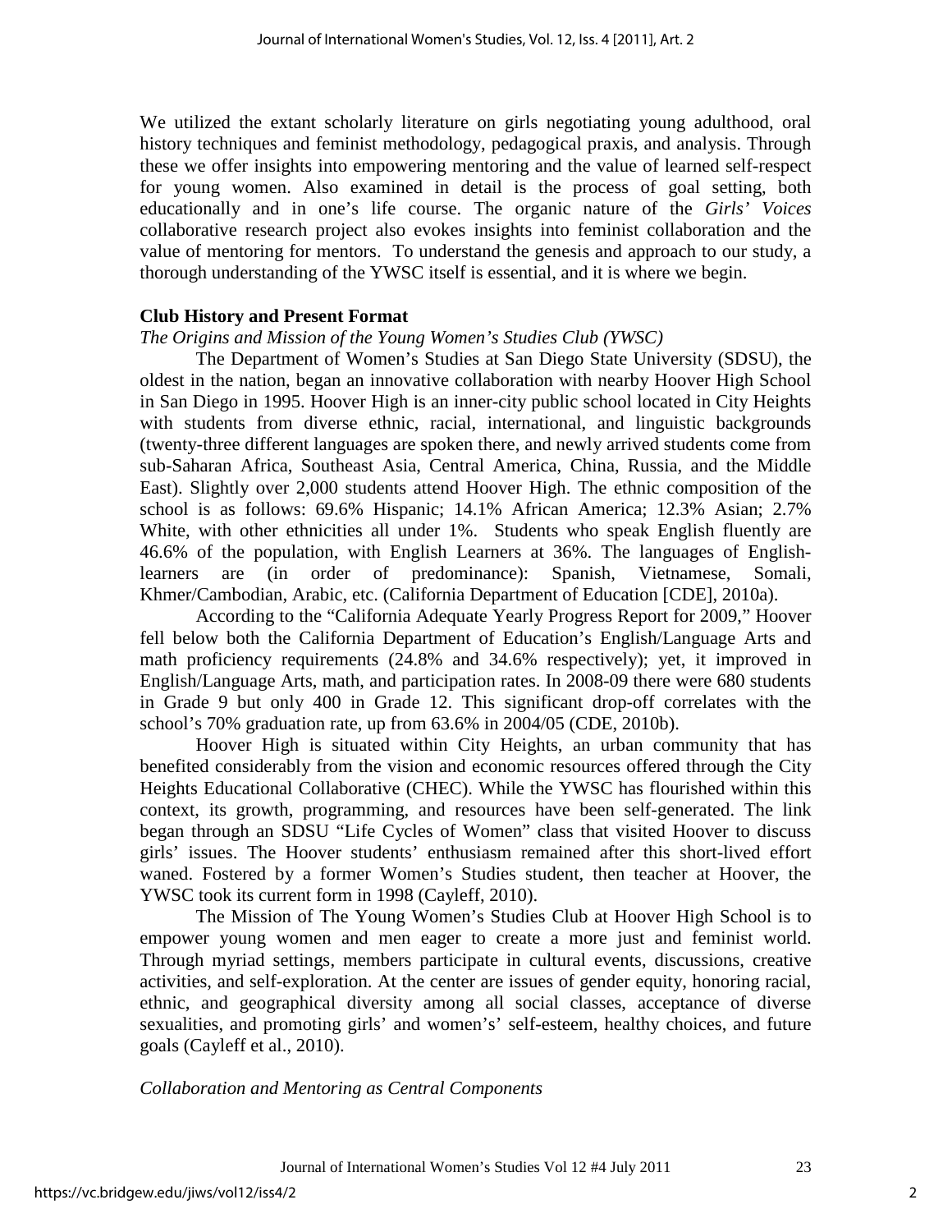We utilized the extant scholarly literature on girls negotiating young adulthood, oral history techniques and feminist methodology, pedagogical praxis, and analysis. Through these we offer insights into empowering mentoring and the value of learned self-respect for young women. Also examined in detail is the process of goal setting, both educationally and in one's life course. The organic nature of the *Girls' Voices* collaborative research project also evokes insights into feminist collaboration and the value of mentoring for mentors. To understand the genesis and approach to our study, a thorough understanding of the YWSC itself is essential, and it is where we begin.

## Club History and Present Format

### *The Origins and Mission of the Young Women's Studies Club (YWSC)*

The Department of Women's Studies at San Diego State University (SDSU), the oldest in the nation, began an innovative collaboration with nearby Hoover High School in San Diego in 1995. Hoover High is an inner-city public school located in City Heights with students from diverse ethnic, racial, international, and linguistic backgrounds (twenty-three different languages are spoken there, and newly arrived students come from sub-Saharan Africa, Southeast Asia, Central America, China, Russia, and the Middle East). Slightly over 2,000 students attend Hoover High. The ethnic composition of the school is as follows: 69.6% Hispanic; 14.1% African America; 12.3% Asian; 2.7% White, with other ethnicities all under 1%. Students who speak English fluently are 46.6% of the population, with English Learners at 36%. The languages of English-learners are (in order of predominance): Spanish, Vietnamese, Somali, Khmer/Cambodian, Arabic, etc. (California Department of Education [CDE], 2010a).

According to the "California Adequate Yearly Progress Report for 2009," Hoover fell below both the California Department of Education's English/Language Arts and math proficiency requirements (24.8% and 34.6% respectively); yet, it improved in English/Language Arts, math, and participation rates. In 2008-09 there were 680 students in Grade 9 but only 400 in Grade 12. This significant drop-off correlates with the school's 70% graduation rate, up from 63.6% in 2004/05 (CDE, 2010b).

Hoover High is situated within City Heights, an urban community that has benefited considerably from the vision and economic resources offered through the City Heights Educational Collaborative (CHEC). While the YWSC has flourished within this context, its growth, programming, and resources have been self-generated. The link began through an SDSU "Life Cycles of Women" class that visited Hoover to discuss girls' issues. The Hoover students' enthusiasm remained after this short-lived effort waned. Fostered by a former Women's Studies student, then teacher at Hoover, the YWSC took its current form in 1998 (Cayleff, 2010).

The Mission of The Young Women's Studies Club at Hoover High School is to empower young women and men eager to create a more just and feminist world. Through myriad settings, members participate in cultural events, discussions, creative activities, and self-exploration. At the center are issues of gender equity, honoring racial, ethnic, and geographical diversity among all social classes, acceptance of diverse sexualities, and promoting girls' and women's' self-esteem, healthy choices, and future goals (Cayleff et al., 2010).

### *Collaboration and Mentoring as Central Components*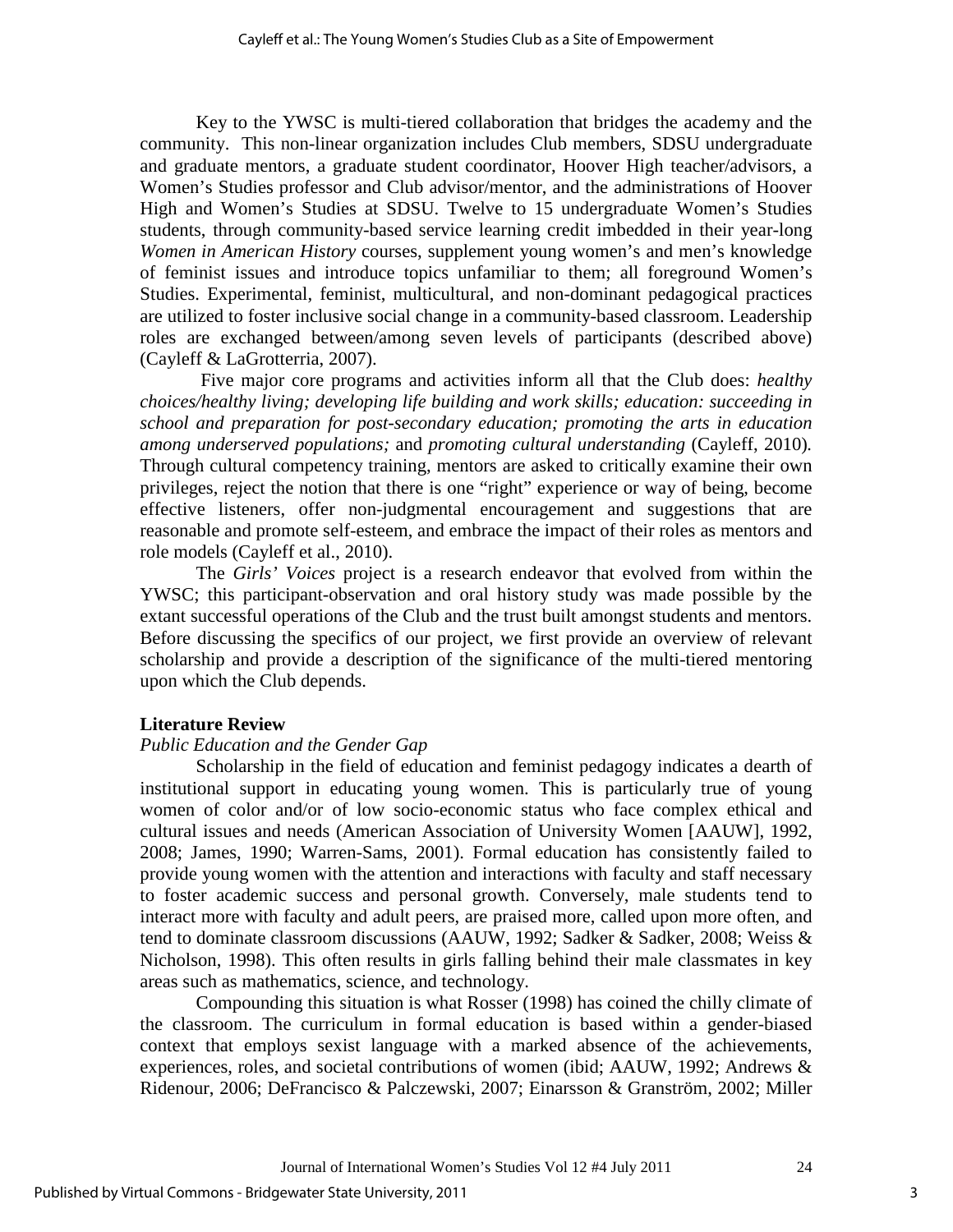Key to the YWSC is multi-tiered collaboration that bridges the academy and the community. This non-linear organization includes Club members, SDSU undergraduate and graduate mentors, a graduate student coordinator, Hoover High teacher/advisors, a Women's Studies professor and Club advisor/mentor, and the administrations of Hoover High and Women's Studies at SDSU. Twelve to 15 undergraduate Women's Studies students, through community-based service learning credit imbedded in their year-long *Women in American History* courses, supplement young women's and men's knowledge of feminist issues and introduce topics unfamiliar to them; all foreground Women's Studies. Experimental, feminist, multicultural, and non-dominant pedagogical practices are utilized to foster inclusive social change in a community-based classroom. Leadership roles are exchanged between/among seven levels of participants (described above) (Cayleff & LaGrotterria, 2007).

Five major core programs and activities inform all that the Club does: *healthy choices/healthy living; developing life building and work skills; education: succeeding in school and preparation for post-secondary education; promoting the arts in education among underserved populations;* and *promoting cultural understanding* (Cayleff, 2010). Through cultural competency training, mentors are asked to critically examine their own privileges, reject the notion that there is one "right" experience or way of being, become effective listeners, offer non-judgmental encouragement and suggestions that are reasonable and promote self-esteem, and embrace the impact of their roles as mentors and role models (Cayleff et al., 2010).

The *Girls' Voices* project is a research endeavor that evolved from within the YWSC; this participant-observation and oral history study was made possible by the extant successful operations of the Club and the trust built amongst students and mentors. Before discussing the specifics of our project, we first provide an overview of relevant scholarship and provide a description of the significance of the multi-tiered mentoring upon which the Club depends.

## Literature Review

### *Public Education and the Gender Gap*

Scholarship in the field of education and feminist pedagogy indicates a dearth of institutional support in educating young women. This is particularly true of young women of color and/or of low socio-economic status who face complex ethical and cultural issues and needs (American Association of University Women [AAUW], 1992, 2008; James, 1990; Warren-Sams, 2001). Formal education has consistently failed to provide young women with the attention and interactions with faculty and staff necessary to foster academic success and personal growth. Conversely, male students tend to interact more with faculty and adult peers, are praised more, called upon more often, and tend to dominate classroom discussions (AAUW, 1992; Sadker & Sadker, 2008; Weiss & Nicholson, 1998). This often results in girls falling behind their male classmates in key areas such as mathematics, science, and technology.

Compounding this situation is what Rosser (1998) has coined the chilly climate of the classroom. The curriculum in formal education is based within a gender-biased context that employs sexist language with a marked absence of the achievements, experiences, roles, and societal contributions of women (ibid; AAUW, 1992; Andrews & Ridenour, 2006; DeFrancisco & Palczewski, 2007; Einarsson & Granström, 2002; Miller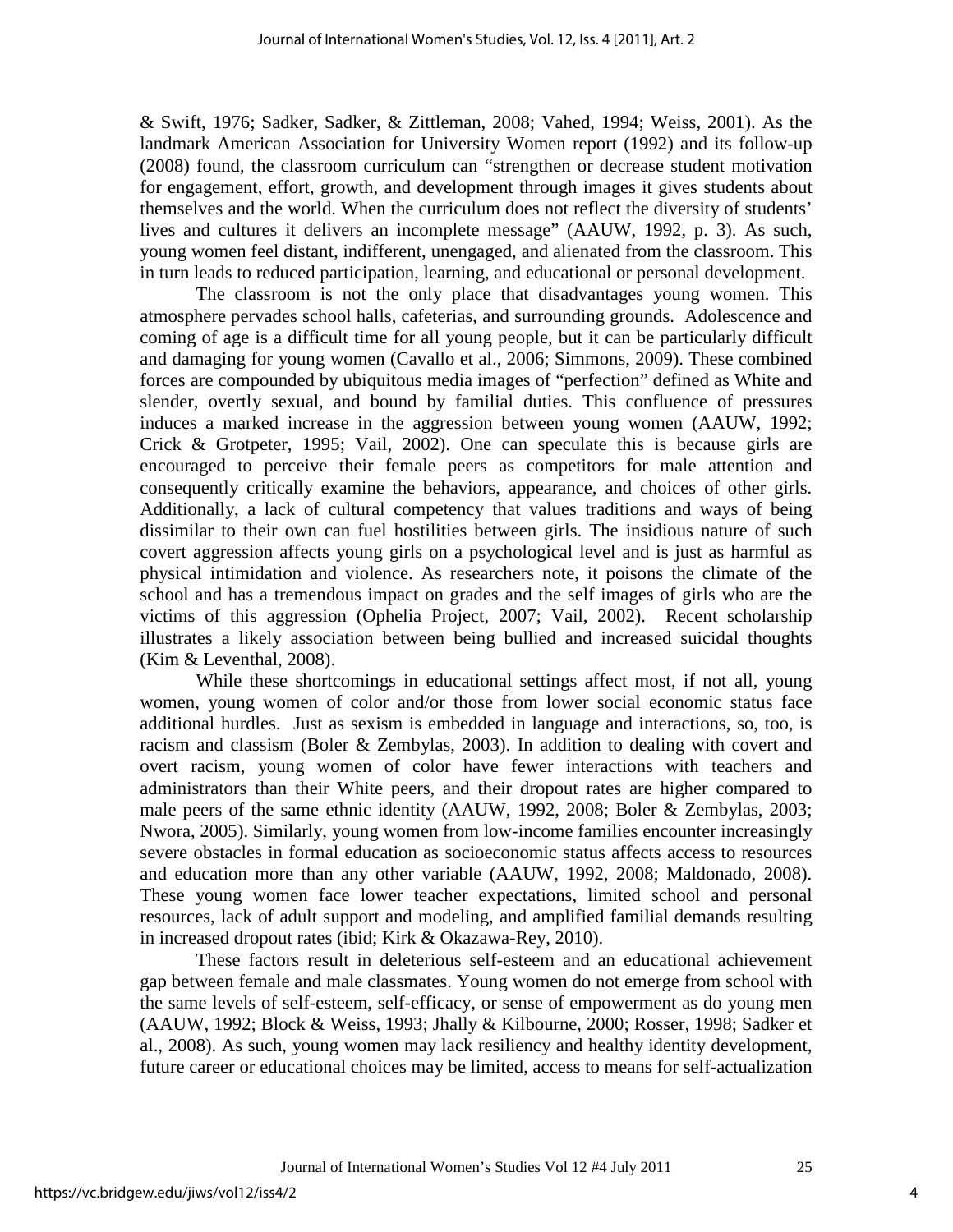& Swift, 1976; Sadker, Sadker, & Zittleman, 2008; Vahed, 1994; Weiss, 2001). As the landmark American Association for University Women report (1992) and its follow-up (2008) found, the classroom curriculum can "strengthen or decrease student motivation for engagement, effort, growth, and development through images it gives students about themselves and the world. When the curriculum does not reflect the diversity of students' lives and cultures it delivers an incomplete message" (AAUW, 1992, p. 3). As such, young women feel distant, indifferent, unengaged, and alienated from the classroom. This in turn leads to reduced participation, learning, and educational or personal development.

The classroom is not the only place that disadvantages young women. This atmosphere pervades school halls, cafeterias, and surrounding grounds. Adolescence and coming of age is a difficult time for all young people, but it can be particularly difficult and damaging for young women (Cavallo et al., 2006; Simmons, 2009). These combined forces are compounded by ubiquitous media images of "perfection" defined as White and slender, overtly sexual, and bound by familial duties. This confluence of pressures induces a marked increase in the aggression between young women (AAUW, 1992; Crick & Grotpeter, 1995; Vail, 2002). One can speculate this is because girls are encouraged to perceive their female peers as competitors for male attention and consequently critically examine the behaviors, appearance, and choices of other girls. Additionally, a lack of cultural competency that values traditions and ways of being dissimilar to their own can fuel hostilities between girls. The insidious nature of such covert aggression affects young girls on a psychological level and is just as harmful as physical intimidation and violence. As researchers note, it poisons the climate of the school and has a tremendous impact on grades and the self images of girls who are the victims of this aggression (Ophelia Project, 2007; Vail, 2002). Recent scholarship illustrates a likely association between being bullied and increased suicidal thoughts (Kim & Leventhal, 2008).

While these shortcomings in educational settings affect most, if not all, young women, young women of color and/or those from lower social economic status face additional hurdles. Just as sexism is embedded in language and interactions, so, too, is racism and classism (Boler & Zembylas, 2003). In addition to dealing with covert and overt racism, young women of color have fewer interactions with teachers and administrators than their White peers, and their dropout rates are higher compared to male peers of the same ethnic identity (AAUW, 1992, 2008; Boler & Zembylas, 2003; Nwora, 2005). Similarly, young women from low-income families encounter increasingly severe obstacles in formal education as socioeconomic status affects access to resources and education more than any other variable (AAUW, 1992, 2008; Maldonado, 2008). These young women face lower teacher expectations, limited school and personal resources, lack of adult support and modeling, and amplified familial demands resulting in increased dropout rates (ibid; Kirk & Okazawa-Rey, 2010).

These factors result in deleterious self-esteem and an educational achievement gap between female and male classmates. Young women do not emerge from school with the same levels of self-esteem, self-efficacy, or sense of empowerment as do young men (AAUW, 1992; Block & Weiss, 1993; Jhally & Kilbourne, 2000; Rosser, 1998; Sadker et al., 2008). As such, young women may lack resiliency and healthy identity development, future career or educational choices may be limited, access to means for self-actualization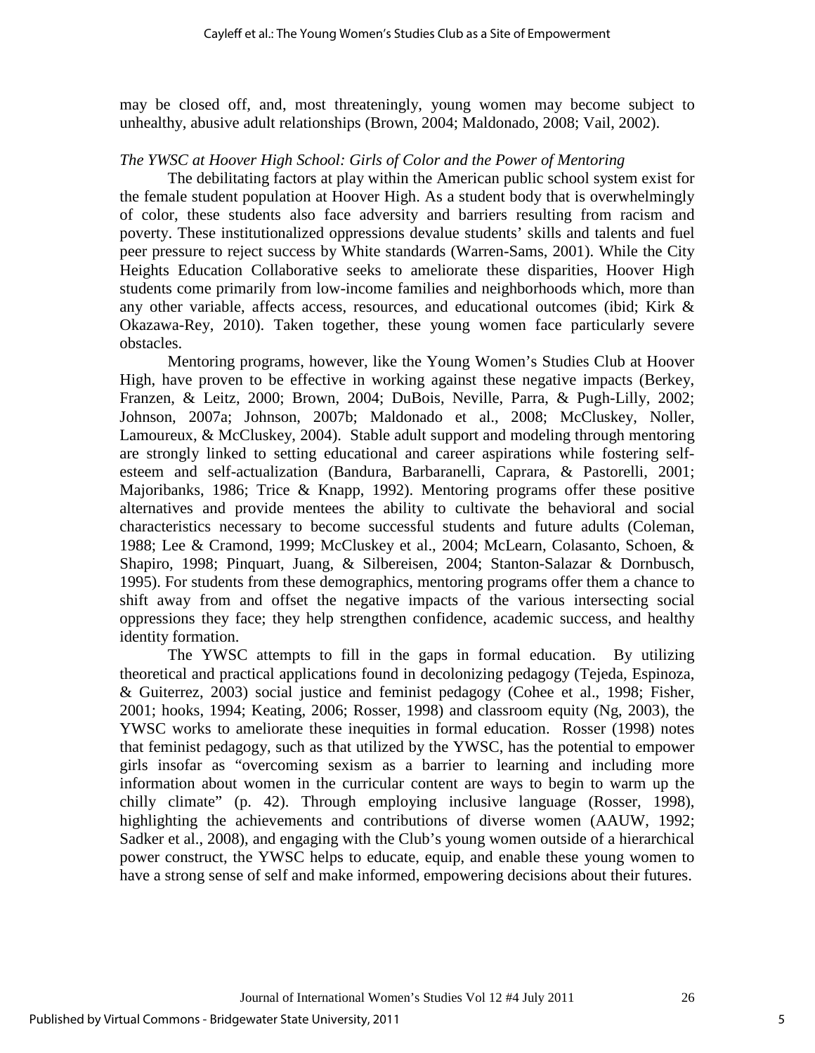may be closed off, and, most threateningly, young women may become subject to unhealthy, abusive adult relationships (Brown, 2004; Maldonado, 2008; Vail, 2002).

*The YWSC at Hoover High School: Girls of Color and the Power of Mentoring*

The debilitating factors at play within the American public school system exist for the female student population at Hoover High. As a student body that is overwhelmingly of color, these students also face adversity and barriers resulting from racism and poverty. These institutionalized oppressions devalue students' skills and talents and fuel peer pressure to reject success by White standards (Warren-Sams, 2001). While the City Heights Education Collaborative seeks to ameliorate these disparities, Hoover High students come primarily from low-income families and neighborhoods which, more than any other variable, affects access, resources, and educational outcomes (ibid; Kirk & Okazawa-Rey, 2010). Taken together, these young women face particularly severe obstacles.

Mentoring programs, however, like the Young Women's Studies Club at Hoover High, have proven to be effective in working against these negative impacts (Berkey, Franzen, & Leitz, 2000; Brown, 2004; DuBois, Neville, Parra, & Pugh-Lilly, 2002; Johnson, 2007a; Johnson, 2007b; Maldonado et al., 2008; McCluskey, Noller, Lamoureux, & McCluskey, 2004). Stable adult support and modeling through mentoring are strongly linked to setting educational and career aspirations while fostering self-esteem and self-actualization (Bandura, Barbaranelli, Caprara, & Pastorelli, 2001; Majoribanks, 1986; Trice & Knapp, 1992). Mentoring programs offer these positive alternatives and provide mentees the ability to cultivate the behavioral and social characteristics necessary to become successful students and future adults (Coleman, 1988; Lee & Cramond, 1999; McCluskey et al., 2004; McLearn, Colasanto, Schoen, & Shapiro, 1998; Pinquart, Juang, & Silbereisen, 2004; Stanton-Salazar & Dornbusch, 1995). For students from these demographics, mentoring programs offer them a chance to shift away from and offset the negative impacts of the various intersecting social oppressions they face; they help strengthen confidence, academic success, and healthy identity formation.

The YWSC attempts to fill in the gaps in formal education. By utilizing theoretical and practical applications found in decolonizing pedagogy (Tejeda, Espinoza, & Guiterrez, 2003) social justice and feminist pedagogy (Cohee et al., 1998; Fisher, 2001; hooks, 1994; Keating, 2006; Rosser, 1998) and classroom equity (Ng, 2003), the YWSC works to ameliorate these inequities in formal education. Rosser (1998) notes that feminist pedagogy, such as that utilized by the YWSC, has the potential to empower girls insofar as "overcoming sexism as a barrier to learning and including more information about women in the curricular content are ways to begin to warm up the chilly climate" (p. 42). Through employing inclusive language (Rosser, 1998), highlighting the achievements and contributions of diverse women (AAUW, 1992; Sadker et al., 2008), and engaging with the Club's young women outside of a hierarchical power construct, the YWSC helps to educate, equip, and enable these young women to have a strong sense of self and make informed, empowering decisions about their futures.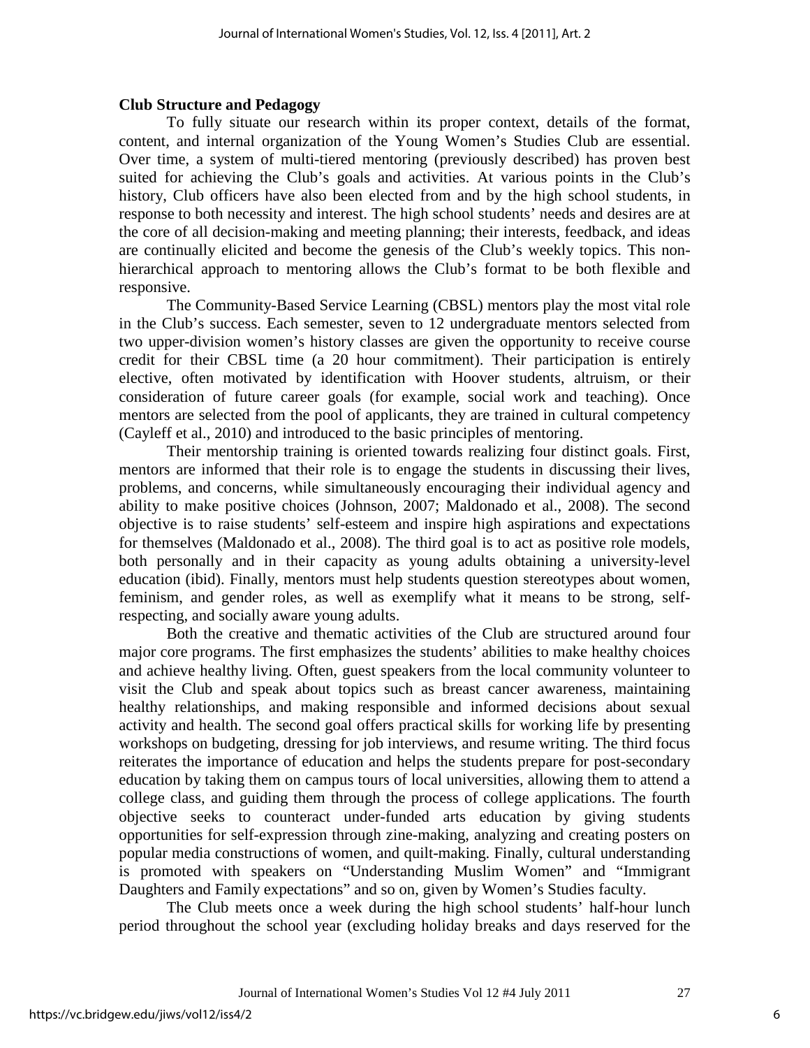**Club Structure and Pedagogy**

To fully situate our research within its proper context, details of the format, content, and internal organization of the Young Women's Studies Club are essential. Over time, a system of multi-tiered mentoring (previously described) has proven best suited for achieving the Club's goals and activities. At various points in the Club's history, Club officers have also been elected from and by the high school students, in response to both necessity and interest. The high school students' needs and desires are at the core of all decision-making and meeting planning; their interests, feedback, and ideas are continually elicited and become the genesis of the Club's weekly topics. This non-hierarchical approach to mentoring allows the Club's format to be both flexible and responsive.

The Community-Based Service Learning (CBSL) mentors play the most vital role in the Club's success. Each semester, seven to 12 undergraduate mentors selected from two upper-division women's history classes are given the opportunity to receive course credit for their CBSL time (a 20 hour commitment). Their participation is entirely elective, often motivated by identification with Hoover students, altruism, or their consideration of future career goals (for example, social work and teaching). Once mentors are selected from the pool of applicants, they are trained in cultural competency (Cayleff et al., 2010) and introduced to the basic principles of mentoring.

Their mentorship training is oriented towards realizing four distinct goals. First, mentors are informed that their role is to engage the students in discussing their lives, problems, and concerns, while simultaneously encouraging their individual agency and ability to make positive choices (Johnson, 2007; Maldonado et al., 2008). The second objective is to raise students' self-esteem and inspire high aspirations and expectations for themselves (Maldonado et al., 2008). The third goal is to act as positive role models, both personally and in their capacity as young adults obtaining a university-level education (ibid). Finally, mentors must help students question stereotypes about women, feminism, and gender roles, as well as exemplify what it means to be strong, self-respecting, and socially aware young adults.

Both the creative and thematic activities of the Club are structured around four major core programs. The first emphasizes the students' abilities to make healthy choices and achieve healthy living. Often, guest speakers from the local community volunteer to visit the Club and speak about topics such as breast cancer awareness, maintaining healthy relationships, and making responsible and informed decisions about sexual activity and health. The second goal offers practical skills for working life by presenting workshops on budgeting, dressing for job interviews, and resume writing. The third focus reiterates the importance of education and helps the students prepare for post-secondary education by taking them on campus tours of local universities, allowing them to attend a college class, and guiding them through the process of college applications. The fourth objective seeks to counteract under-funded arts education by giving students opportunities for self-expression through zine-making, analyzing and creating posters on popular media constructions of women, and quilt-making. Finally, cultural understanding is promoted with speakers on "Understanding Muslim Women" and "Immigrant Daughters and Family expectations" and so on, given by Women's Studies faculty.

The Club meets once a week during the high school students' half-hour lunch period throughout the school year (excluding holiday breaks and days reserved for the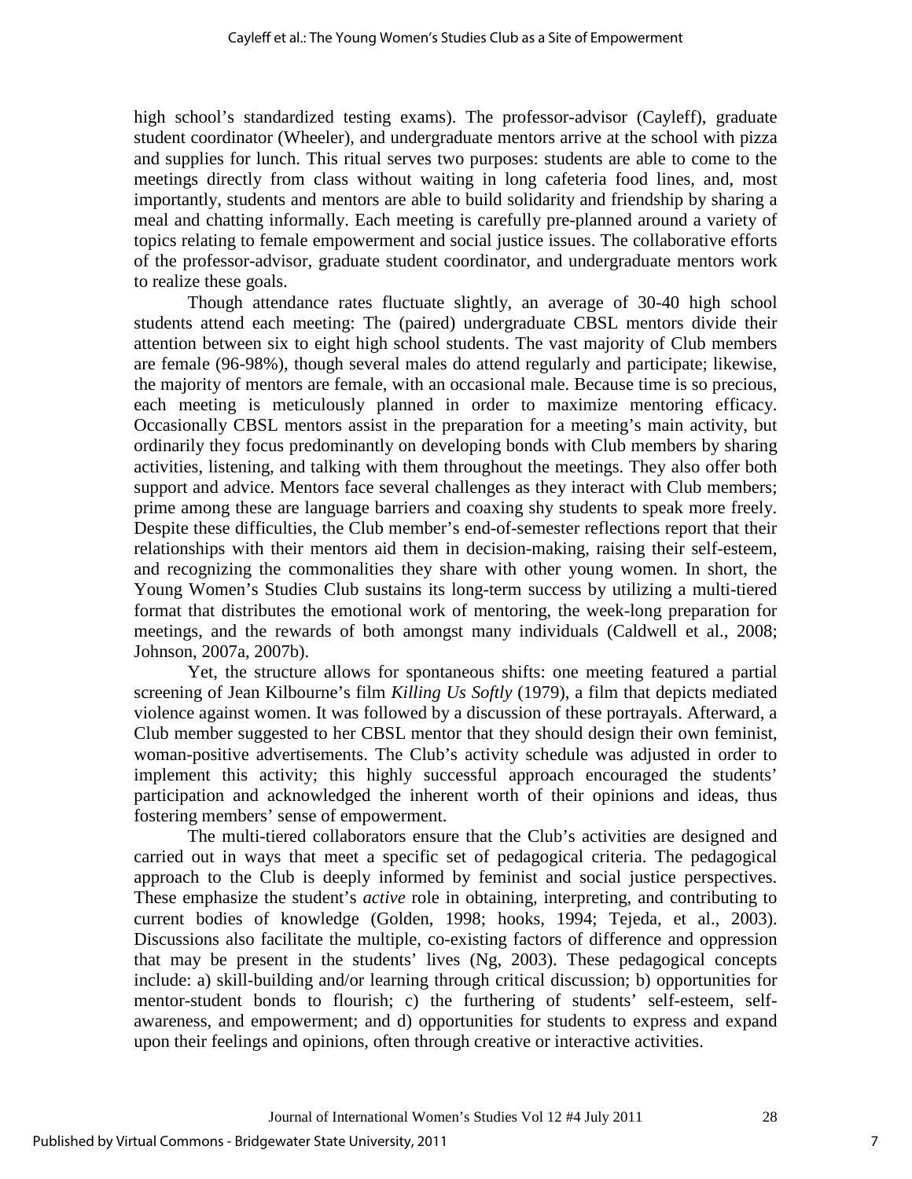high school's standardized testing exams). The professor-advisor (Cayleff), graduate student coordinator (Wheeler), and undergraduate mentors arrive at the school with pizza and supplies for lunch. This ritual serves two purposes: students are able to come to the meetings directly from class without waiting in long cafeteria food lines, and, most importantly, students and mentors are able to build solidarity and friendship by sharing a meal and chatting informally. Each meeting is carefully pre-planned around a variety of topics relating to female empowerment and social justice issues. The collaborative efforts of the professor-advisor, graduate student coordinator, and undergraduate mentors work to realize these goals.

Though attendance rates fluctuate slightly, an average of 30-40 high school students attend each meeting: The (paired) undergraduate CBSL mentors divide their attention between six to eight high school students. The vast majority of Club members are female (96-98%), though several males do attend regularly and participate; likewise, the majority of mentors are female, with an occasional male. Because time is so precious, each meeting is meticulously planned in order to maximize mentoring efficacy. Occasionally CBSL mentors assist in the preparation for a meeting's main activity, but ordinarily they focus predominantly on developing bonds with Club members by sharing activities, listening, and talking with them throughout the meetings. They also offer both support and advice. Mentors face several challenges as they interact with Club members; prime among these are language barriers and coaxing shy students to speak more freely. Despite these difficulties, the Club member's end-of-semester reflections report that their relationships with their mentors aid them in decision-making, raising their self-esteem, and recognizing the commonalities they share with other young women. In short, the Young Women's Studies Club sustains its long-term success by utilizing a multi-tiered format that distributes the emotional work of mentoring, the week-long preparation for meetings, and the rewards of both amongst many individuals (Caldwell et al., 2008; Johnson, 2007a, 2007b).

Yet, the structure allows for spontaneous shifts: one meeting featured a partial screening of Jean Kilbourne's film *Killing Us Softly* (1979), a film that depicts mediated violence against women. It was followed by a discussion of these portrayals. Afterward, a Club member suggested to her CBSL mentor that they should design their own feminist, woman-positive advertisements. The Club's activity schedule was adjusted in order to implement this activity; this highly successful approach encouraged the students' participation and acknowledged the inherent worth of their opinions and ideas, thus fostering members' sense of empowerment.

The multi-tiered collaborators ensure that the Club's activities are designed and carried out in ways that meet a specific set of pedagogical criteria. The pedagogical approach to the Club is deeply informed by feminist and social justice perspectives. These emphasize the student's *active* role in obtaining, interpreting, and contributing to current bodies of knowledge (Golden, 1998; hooks, 1994; Tejeda, et al., 2003). Discussions also facilitate the multiple, co-existing factors of difference and oppression that may be present in the students' lives (Ng, 2003). These pedagogical concepts include: a) skill-building and/or learning through critical discussion; b) opportunities for mentor-student bonds to flourish; c) the furthering of students' self-esteem, self-awareness, and empowerment; and d) opportunities for students to express and expand upon their feelings and opinions, often through creative or interactive activities.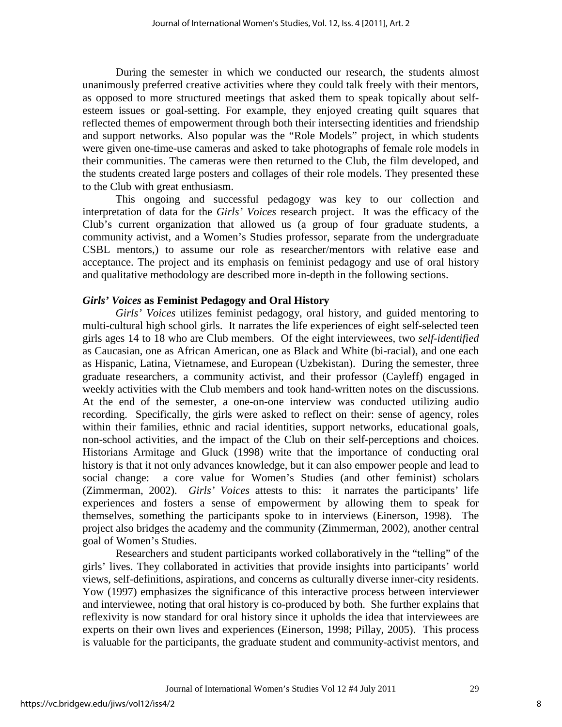During the semester in which we conducted our research, the students almost unanimously preferred creative activities where they could talk freely with their mentors, as opposed to more structured meetings that asked them to speak topically about self-esteem issues or goal-setting. For example, they enjoyed creating quilt squares that reflected themes of empowerment through both their intersecting identities and friendship and support networks. Also popular was the "Role Models" project, in which students were given one-time-use cameras and asked to take photographs of female role models in their communities. The cameras were then returned to the Club, the film developed, and the students created large posters and collages of their role models. They presented these to the Club with great enthusiasm.

This ongoing and successful pedagogy was key to our collection and interpretation of data for the *Girls' Voices* research project. It was the efficacy of the Club's current organization that allowed us (a group of four graduate students, a community activist, and a Women's Studies professor, separate from the undergraduate CSBL mentors,) to assume our role as researcher/mentors with relative ease and acceptance. The project and its emphasis on feminist pedagogy and use of oral history and qualitative methodology are described more in-depth in the following sections.

### *Girls' Voices* as Feminist Pedagogy and Oral History

*Girls' Voices* utilizes feminist pedagogy, oral history, and guided mentoring to multi-cultural high school girls. It narrates the life experiences of eight self-selected teen girls ages 14 to 18 who are Club members. Of the eight interviewees, two *self-identified* as Caucasian, one as African American, one as Black and White (bi-racial), and one each as Hispanic, Latina, Vietnamese, and European (Uzbekistan). During the semester, three graduate researchers, a community activist, and their professor (Cayleff) engaged in weekly activities with the Club members and took hand-written notes on the discussions. At the end of the semester, a one-on-one interview was conducted utilizing audio recording. Specifically, the girls were asked to reflect on their: sense of agency, roles within their families, ethnic and racial identities, support networks, educational goals, non-school activities, and the impact of the Club on their self-perceptions and choices. Historians Armitage and Gluck (1998) write that the importance of conducting oral history is that it not only advances knowledge, but it can also empower people and lead to social change: a core value for Women's Studies (and other feminist) scholars (Zimmerman, 2002). *Girls' Voices* attests to this: it narrates the participants' life experiences and fosters a sense of empowerment by allowing them to speak for themselves, something the participants spoke to in interviews (Einerson, 1998). The project also bridges the academy and the community (Zimmerman, 2002), another central goal of Women's Studies.

Researchers and student participants worked collaboratively in the "telling" of the girls' lives. They collaborated in activities that provide insights into participants' world views, self-definitions, aspirations, and concerns as culturally diverse inner-city residents. Yow (1997) emphasizes the significance of this interactive process between interviewer and interviewee, noting that oral history is co-produced by both. She further explains that reflexivity is now standard for oral history since it upholds the idea that interviewees are experts on their own lives and experiences (Einerson, 1998; Pillay, 2005). This process is valuable for the participants, the graduate student and community-activist mentors, and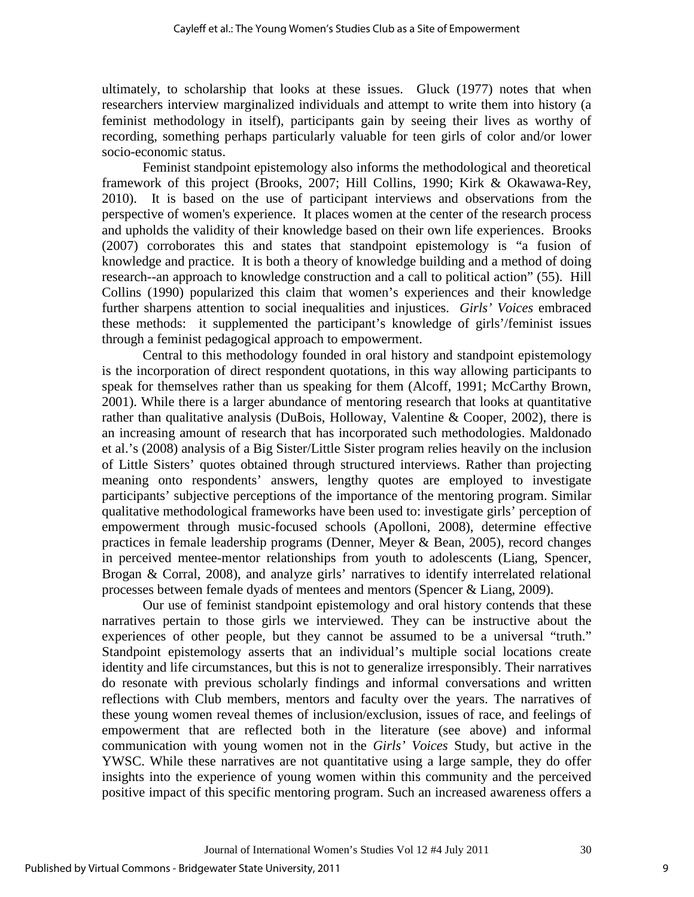ultimately, to scholarship that looks at these issues. Gluck (1977) notes that when researchers interview marginalized individuals and attempt to write them into history (a feminist methodology in itself), participants gain by seeing their lives as worthy of recording, something perhaps particularly valuable for teen girls of color and/or lower socio-economic status.

Feminist standpoint epistemology also informs the methodological and theoretical framework of this project (Brooks, 2007; Hill Collins, 1990; Kirk & Okawawa-Rey, 2010). It is based on the use of participant interviews and observations from the perspective of women's experience. It places women at the center of the research process and upholds the validity of their knowledge based on their own life experiences. Brooks (2007) corroborates this and states that standpoint epistemology is "a fusion of knowledge and practice. It is both a theory of knowledge building and a method of doing research--an approach to knowledge construction and a call to political action" (55). Hill Collins (1990) popularized this claim that women's experiences and their knowledge further sharpens attention to social inequalities and injustices. *Girls' Voices* embraced these methods: it supplemented the participant's knowledge of girls'/feminist issues through a feminist pedagogical approach to empowerment.

Central to this methodology founded in oral history and standpoint epistemology is the incorporation of direct respondent quotations, in this way allowing participants to speak for themselves rather than us speaking for them (Alcoff, 1991; McCarthy Brown, 2001). While there is a larger abundance of mentoring research that looks at quantitative rather than qualitative analysis (DuBois, Holloway, Valentine & Cooper, 2002), there is an increasing amount of research that has incorporated such methodologies. Maldonado et al.'s (2008) analysis of a Big Sister/Little Sister program relies heavily on the inclusion of Little Sisters' quotes obtained through structured interviews. Rather than projecting meaning onto respondents' answers, lengthy quotes are employed to investigate participants' subjective perceptions of the importance of the mentoring program. Similar qualitative methodological frameworks have been used to: investigate girls' perception of empowerment through music-focused schools (Apolloni, 2008), determine effective practices in female leadership programs (Denner, Meyer & Bean, 2005), record changes in perceived mentee-mentor relationships from youth to adolescents (Liang, Spencer, Brogan & Corral, 2008), and analyze girls' narratives to identify interrelated relational processes between female dyads of mentees and mentors (Spencer & Liang, 2009).

Our use of feminist standpoint epistemology and oral history contends that these narratives pertain to those girls we interviewed. They can be instructive about the experiences of other people, but they cannot be assumed to be a universal "truth." Standpoint epistemology asserts that an individual's multiple social locations create identity and life circumstances, but this is not to generalize irresponsibly. Their narratives do resonate with previous scholarly findings and informal conversations and written reflections with Club members, mentors and faculty over the years. The narratives of these young women reveal themes of inclusion/exclusion, issues of race, and feelings of empowerment that are reflected both in the literature (see above) and informal communication with young women not in the *Girls' Voices* Study, but active in the YWSC. While these narratives are not quantitative using a large sample, they do offer insights into the experience of young women within this community and the perceived positive impact of this specific mentoring program. Such an increased awareness offers a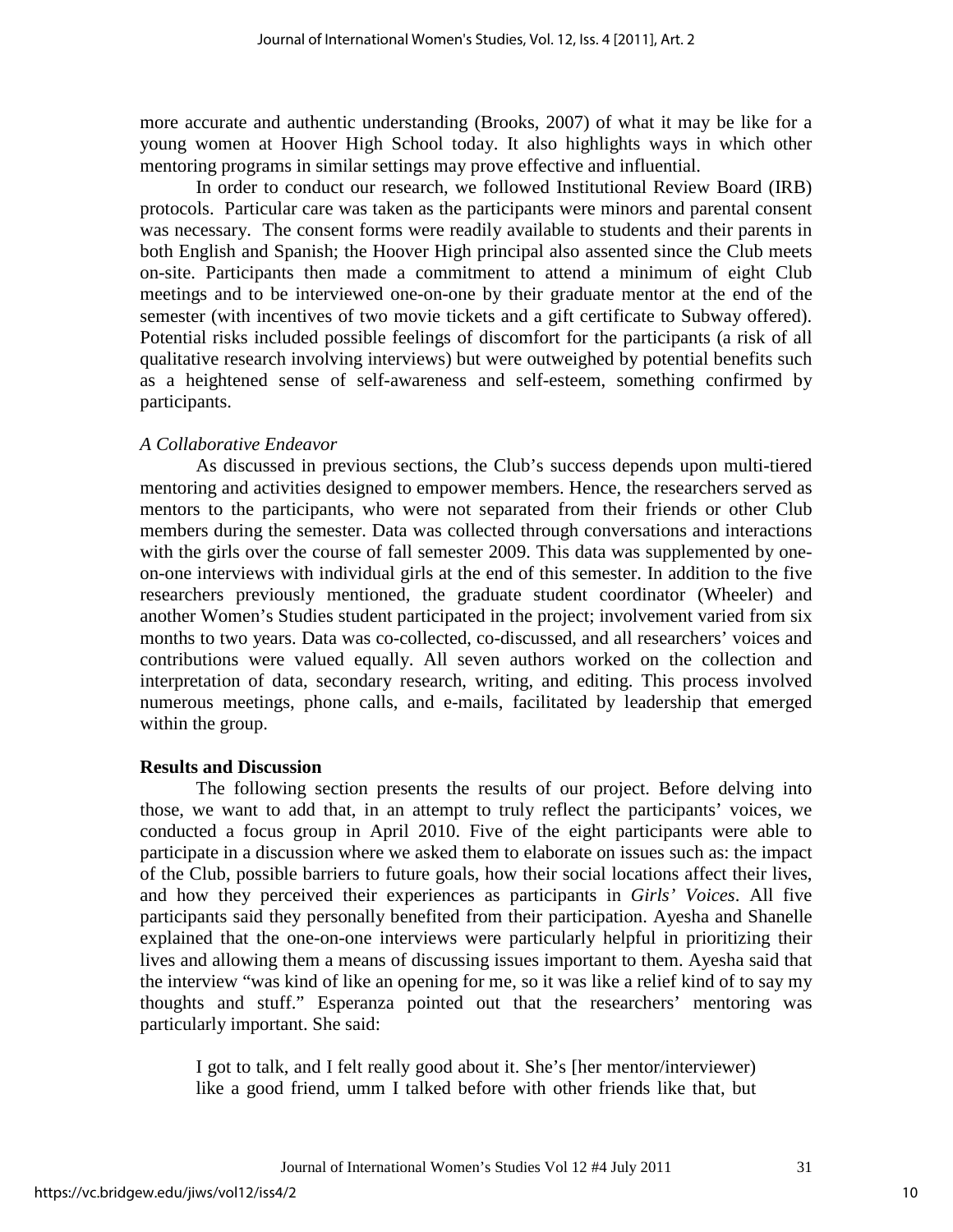more accurate and authentic understanding (Brooks, 2007) of what it may be like for a young women at Hoover High School today. It also highlights ways in which other mentoring programs in similar settings may prove effective and influential.

In order to conduct our research, we followed Institutional Review Board (IRB) protocols. Particular care was taken as the participants were minors and parental consent was necessary. The consent forms were readily available to students and their parents in both English and Spanish; the Hoover High principal also assented since the Club meets on-site. Participants then made a commitment to attend a minimum of eight Club meetings and to be interviewed one-on-one by their graduate mentor at the end of the semester (with incentives of two movie tickets and a gift certificate to Subway offered). Potential risks included possible feelings of discomfort for the participants (a risk of all qualitative research involving interviews) but were outweighed by potential benefits such as a heightened sense of self-awareness and self-esteem, something confirmed by participants.

*A Collaborative Endeavor*

As discussed in previous sections, the Club's success depends upon multi-tiered mentoring and activities designed to empower members. Hence, the researchers served as mentors to the participants, who were not separated from their friends or other Club members during the semester. Data was collected through conversations and interactions with the girls over the course of fall semester 2009. This data was supplemented by one-on-one interviews with individual girls at the end of this semester. In addition to the five researchers previously mentioned, the graduate student coordinator (Wheeler) and another Women's Studies student participated in the project; involvement varied from six months to two years. Data was co-collected, co-discussed, and all researchers' voices and contributions were valued equally. All seven authors worked on the collection and interpretation of data, secondary research, writing, and editing. This process involved numerous meetings, phone calls, and e-mails, facilitated by leadership that emerged within the group.

**Results and Discussion**

The following section presents the results of our project. Before delving into those, we want to add that, in an attempt to truly reflect the participants' voices, we conducted a focus group in April 2010. Five of the eight participants were able to participate in a discussion where we asked them to elaborate on issues such as: the impact of the Club, possible barriers to future goals, how their social locations affect their lives, and how they perceived their experiences as participants in *Girls' Voices*. All five participants said they personally benefited from their participation. Ayesha and Shanelle explained that the one-on-one interviews were particularly helpful in prioritizing their lives and allowing them a means of discussing issues important to them. Ayesha said that the interview "was kind of like an opening for me, so it was like a relief kind of to say my thoughts and stuff." Esperanza pointed out that the researchers' mentoring was particularly important. She said:

> I got to talk, and I felt really good about it. She's [her mentor/interviewer] like a good friend, umm I talked before with other friends like that, but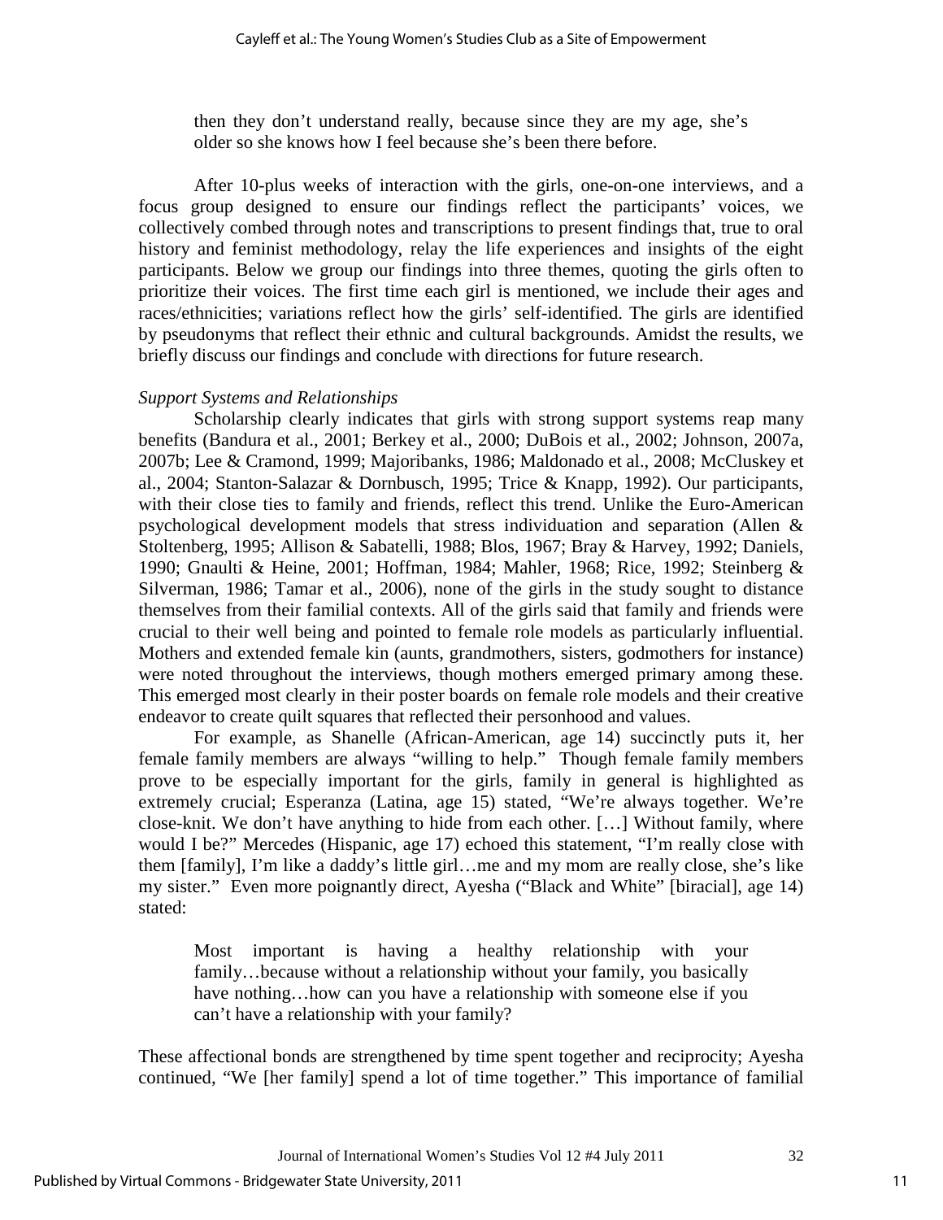> then they don't understand really, because since they are my age, she's older so she knows how I feel because she's been there before.

After 10-plus weeks of interaction with the girls, one-on-one interviews, and a focus group designed to ensure our findings reflect the participants' voices, we collectively combed through notes and transcriptions to present findings that, true to oral history and feminist methodology, relay the life experiences and insights of the eight participants. Below we group our findings into three themes, quoting the girls often to prioritize their voices. The first time each girl is mentioned, we include their ages and races/ethnicities; variations reflect how the girls' self-identified. The girls are identified by pseudonyms that reflect their ethnic and cultural backgrounds. Amidst the results, we briefly discuss our findings and conclude with directions for future research.

*Support Systems and Relationships*

Scholarship clearly indicates that girls with strong support systems reap many benefits (Bandura et al., 2001; Berkey et al., 2000; DuBois et al., 2002; Johnson, 2007a, 2007b; Lee & Cramond, 1999; Majoribanks, 1986; Maldonado et al., 2008; McCluskey et al., 2004; Stanton-Salazar & Dornbusch, 1995; Trice & Knapp, 1992). Our participants, with their close ties to family and friends, reflect this trend. Unlike the Euro-American psychological development models that stress individuation and separation (Allen & Stoltenberg, 1995; Allison & Sabatelli, 1988; Blos, 1967; Bray & Harvey, 1992; Daniels, 1990; Gnaulti & Heine, 2001; Hoffman, 1984; Mahler, 1968; Rice, 1992; Steinberg & Silverman, 1986; Tamar et al., 2006), none of the girls in the study sought to distance themselves from their familial contexts. All of the girls said that family and friends were crucial to their well being and pointed to female role models as particularly influential. Mothers and extended female kin (aunts, grandmothers, sisters, godmothers for instance) were noted throughout the interviews, though mothers emerged primary among these. This emerged most clearly in their poster boards on female role models and their creative endeavor to create quilt squares that reflected their personhood and values.

For example, as Shanelle (African-American, age 14) succinctly puts it, her female family members are always "willing to help." Though female family members prove to be especially important for the girls, family in general is highlighted as extremely crucial; Esperanza (Latina, age 15) stated, "We're always together. We're close-knit. We don't have anything to hide from each other. […] Without family, where would I be?" Mercedes (Hispanic, age 17) echoed this statement, "I'm really close with them [family], I'm like a daddy's little girl…me and my mom are really close, she's like my sister." Even more poignantly direct, Ayesha ("Black and White" [biracial], age 14) stated:

> Most important is having a healthy relationship with your family…because without a relationship without your family, you basically have nothing…how can you have a relationship with someone else if you can't have a relationship with your family?

These affectional bonds are strengthened by time spent together and reciprocity; Ayesha continued, "We [her family] spend a lot of time together." This importance of familial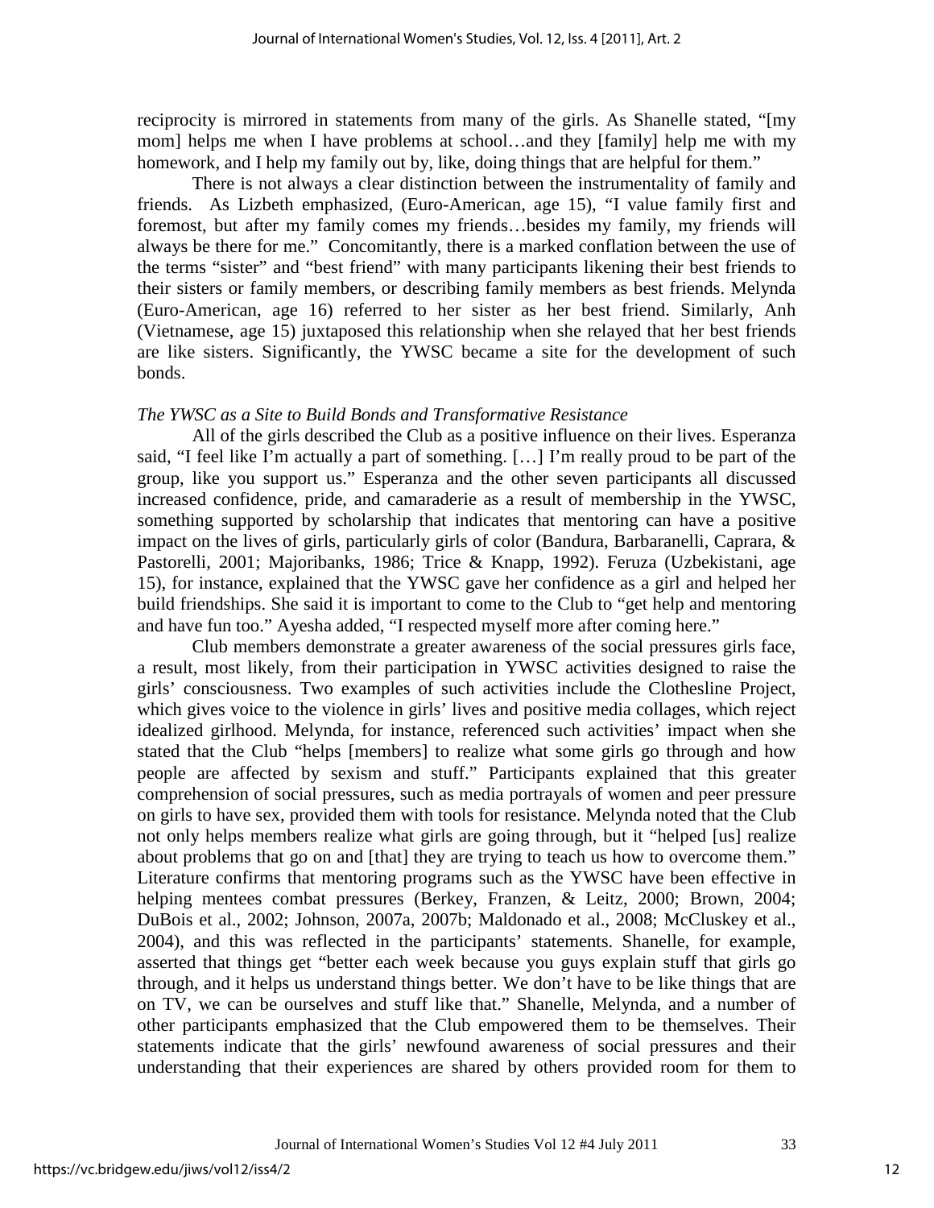reciprocity is mirrored in statements from many of the girls. As Shanelle stated, "[my mom] helps me when I have problems at school…and they [family] help me with my homework, and I help my family out by, like, doing things that are helpful for them."

There is not always a clear distinction between the instrumentality of family and friends. As Lizbeth emphasized, (Euro-American, age 15), "I value family first and foremost, but after my family comes my friends…besides my family, my friends will always be there for me." Concomitantly, there is a marked conflation between the use of the terms "sister" and "best friend" with many participants likening their best friends to their sisters or family members, or describing family members as best friends. Melynda (Euro-American, age 16) referred to her sister as her best friend. Similarly, Anh (Vietnamese, age 15) juxtaposed this relationship when she relayed that her best friends are like sisters. Significantly, the YWSC became a site for the development of such bonds.

*The YWSC as a Site to Build Bonds and Transformative Resistance*

All of the girls described the Club as a positive influence on their lives. Esperanza said, "I feel like I'm actually a part of something. […] I'm really proud to be part of the group, like you support us." Esperanza and the other seven participants all discussed increased confidence, pride, and camaraderie as a result of membership in the YWSC, something supported by scholarship that indicates that mentoring can have a positive impact on the lives of girls, particularly girls of color (Bandura, Barbaranelli, Caprara, & Pastorelli, 2001; Majoribanks, 1986; Trice & Knapp, 1992). Feruza (Uzbekistani, age 15), for instance, explained that the YWSC gave her confidence as a girl and helped her build friendships. She said it is important to come to the Club to "get help and mentoring and have fun too." Ayesha added, "I respected myself more after coming here."

Club members demonstrate a greater awareness of the social pressures girls face, a result, most likely, from their participation in YWSC activities designed to raise the girls' consciousness. Two examples of such activities include the Clothesline Project, which gives voice to the violence in girls' lives and positive media collages, which reject idealized girlhood. Melynda, for instance, referenced such activities' impact when she stated that the Club "helps [members] to realize what some girls go through and how people are affected by sexism and stuff." Participants explained that this greater comprehension of social pressures, such as media portrayals of women and peer pressure on girls to have sex, provided them with tools for resistance. Melynda noted that the Club not only helps members realize what girls are going through, but it "helped [us] realize about problems that go on and [that] they are trying to teach us how to overcome them." Literature confirms that mentoring programs such as the YWSC have been effective in helping mentees combat pressures (Berkey, Franzen, & Leitz, 2000; Brown, 2004; DuBois et al., 2002; Johnson, 2007a, 2007b; Maldonado et al., 2008; McCluskey et al., 2004), and this was reflected in the participants' statements. Shanelle, for example, asserted that things get "better each week because you guys explain stuff that girls go through, and it helps us understand things better. We don't have to be like things that are on TV, we can be ourselves and stuff like that." Shanelle, Melynda, and a number of other participants emphasized that the Club empowered them to be themselves. Their statements indicate that the girls' newfound awareness of social pressures and their understanding that their experiences are shared by others provided room for them to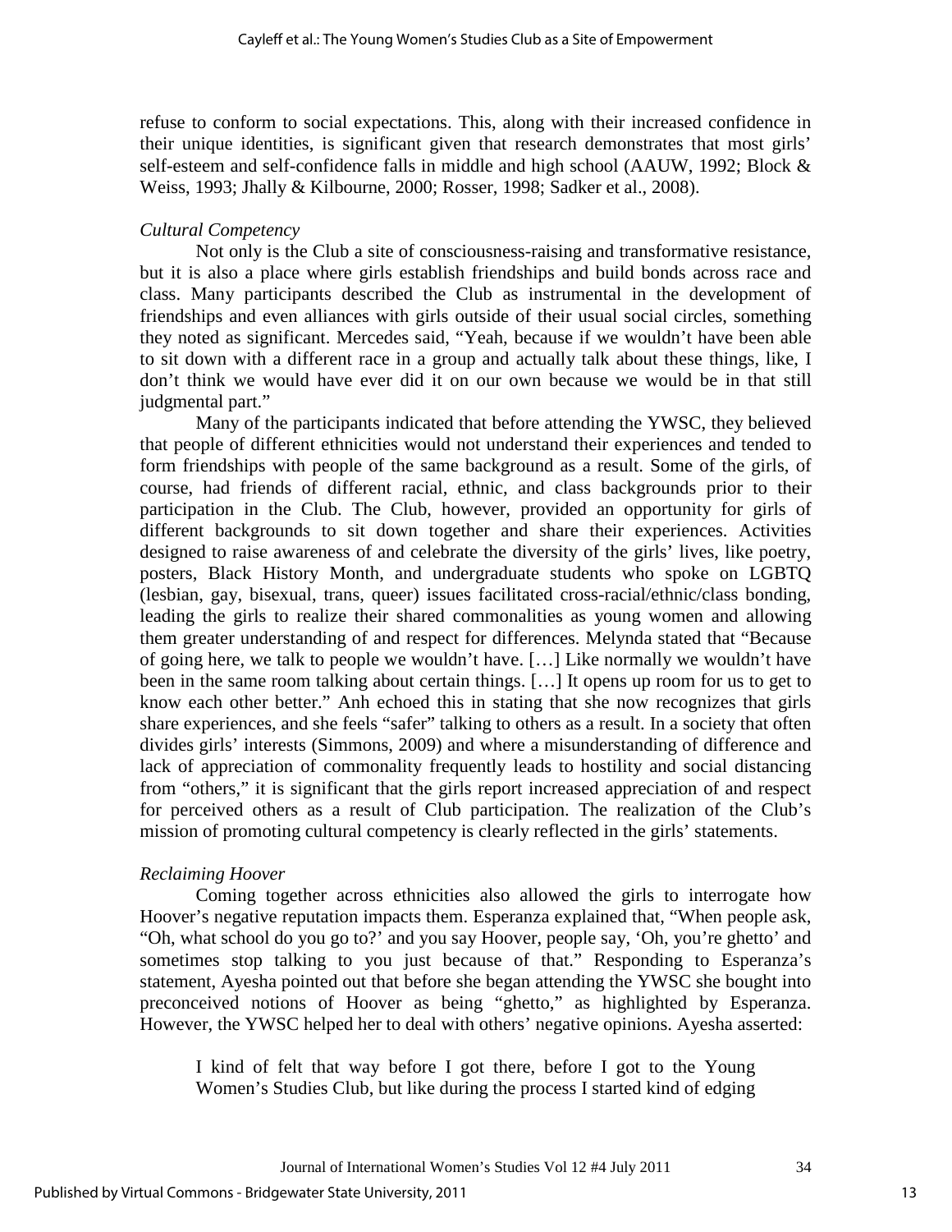refuse to conform to social expectations. This, along with their increased confidence in their unique identities, is significant given that research demonstrates that most girls' self-esteem and self-confidence falls in middle and high school (AAUW, 1992; Block & Weiss, 1993; Jhally & Kilbourne, 2000; Rosser, 1998; Sadker et al., 2008).

*Cultural Competency*

Not only is the Club a site of consciousness-raising and transformative resistance, but it is also a place where girls establish friendships and build bonds across race and class. Many participants described the Club as instrumental in the development of friendships and even alliances with girls outside of their usual social circles, something they noted as significant. Mercedes said, "Yeah, because if we wouldn't have been able to sit down with a different race in a group and actually talk about these things, like, I don't think we would have ever did it on our own because we would be in that still judgmental part."

Many of the participants indicated that before attending the YWSC, they believed that people of different ethnicities would not understand their experiences and tended to form friendships with people of the same background as a result. Some of the girls, of course, had friends of different racial, ethnic, and class backgrounds prior to their participation in the Club. The Club, however, provided an opportunity for girls of different backgrounds to sit down together and share their experiences. Activities designed to raise awareness of and celebrate the diversity of the girls' lives, like poetry, posters, Black History Month, and undergraduate students who spoke on LGBTQ (lesbian, gay, bisexual, trans, queer) issues facilitated cross-racial/ethnic/class bonding, leading the girls to realize their shared commonalities as young women and allowing them greater understanding of and respect for differences. Melynda stated that "Because of going here, we talk to people we wouldn't have. […] Like normally we wouldn't have been in the same room talking about certain things. […] It opens up room for us to get to know each other better." Anh echoed this in stating that she now recognizes that girls share experiences, and she feels "safer" talking to others as a result. In a society that often divides girls' interests (Simmons, 2009) and where a misunderstanding of difference and lack of appreciation of commonality frequently leads to hostility and social distancing from "others," it is significant that the girls report increased appreciation of and respect for perceived others as a result of Club participation. The realization of the Club's mission of promoting cultural competency is clearly reflected in the girls' statements.

*Reclaiming Hoover*

Coming together across ethnicities also allowed the girls to interrogate how Hoover's negative reputation impacts them. Esperanza explained that, "When people ask, "Oh, what school do you go to?' and you say Hoover, people say, 'Oh, you're ghetto' and sometimes stop talking to you just because of that." Responding to Esperanza's statement, Ayesha pointed out that before she began attending the YWSC she bought into preconceived notions of Hoover as being "ghetto," as highlighted by Esperanza. However, the YWSC helped her to deal with others' negative opinions. Ayesha asserted:

> I kind of felt that way before I got there, before I got to the Young Women's Studies Club, but like during the process I started kind of edging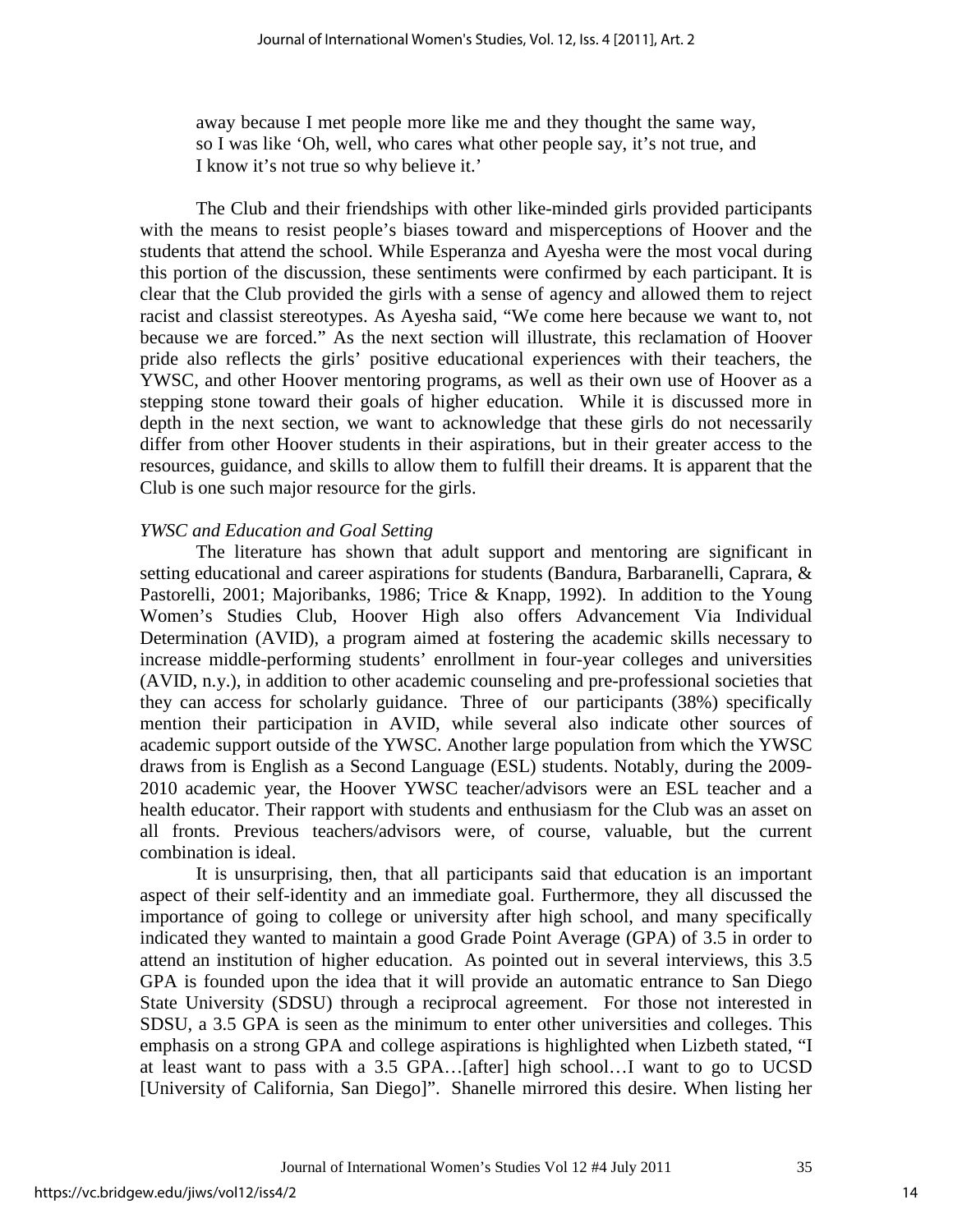away because I met people more like me and they thought the same way, so I was like 'Oh, well, who cares what other people say, it's not true, and I know it's not true so why believe it.'

The Club and their friendships with other like-minded girls provided participants with the means to resist people's biases toward and misperceptions of Hoover and the students that attend the school. While Esperanza and Ayesha were the most vocal during this portion of the discussion, these sentiments were confirmed by each participant. It is clear that the Club provided the girls with a sense of agency and allowed them to reject racist and classist stereotypes. As Ayesha said, "We come here because we want to, not because we are forced." As the next section will illustrate, this reclamation of Hoover pride also reflects the girls' positive educational experiences with their teachers, the YWSC, and other Hoover mentoring programs, as well as their own use of Hoover as a stepping stone toward their goals of higher education. While it is discussed more in depth in the next section, we want to acknowledge that these girls do not necessarily differ from other Hoover students in their aspirations, but in their greater access to the resources, guidance, and skills to allow them to fulfill their dreams. It is apparent that the Club is one such major resource for the girls.

*YWSC and Education and Goal Setting*

The literature has shown that adult support and mentoring are significant in setting educational and career aspirations for students (Bandura, Barbaranelli, Caprara, & Pastorelli, 2001; Majoribanks, 1986; Trice & Knapp, 1992). In addition to the Young Women's Studies Club, Hoover High also offers Advancement Via Individual Determination (AVID), a program aimed at fostering the academic skills necessary to increase middle-performing students' enrollment in four-year colleges and universities (AVID, n.y.), in addition to other academic counseling and pre-professional societies that they can access for scholarly guidance. Three of our participants (38%) specifically mention their participation in AVID, while several also indicate other sources of academic support outside of the YWSC. Another large population from which the YWSC draws from is English as a Second Language (ESL) students. Notably, during the 2009-2010 academic year, the Hoover YWSC teacher/advisors were an ESL teacher and a health educator. Their rapport with students and enthusiasm for the Club was an asset on all fronts. Previous teachers/advisors were, of course, valuable, but the current combination is ideal.

It is unsurprising, then, that all participants said that education is an important aspect of their self-identity and an immediate goal. Furthermore, they all discussed the importance of going to college or university after high school, and many specifically indicated they wanted to maintain a good Grade Point Average (GPA) of 3.5 in order to attend an institution of higher education. As pointed out in several interviews, this 3.5 GPA is founded upon the idea that it will provide an automatic entrance to San Diego State University (SDSU) through a reciprocal agreement. For those not interested in SDSU, a 3.5 GPA is seen as the minimum to enter other universities and colleges. This emphasis on a strong GPA and college aspirations is highlighted when Lizbeth stated, "I at least want to pass with a 3.5 GPA…[after] high school…I want to go to UCSD [University of California, San Diego]". Shanelle mirrored this desire. When listing her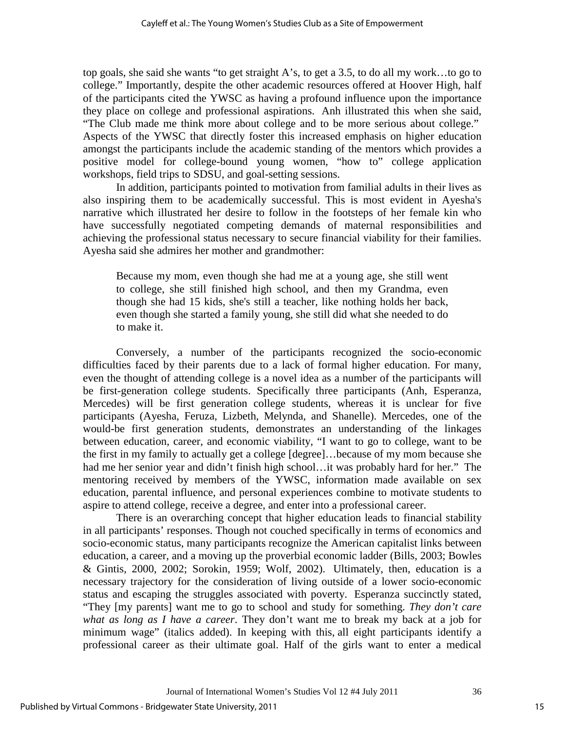top goals, she said she wants "to get straight A's, to get a 3.5, to do all my work…to go to college." Importantly, despite the other academic resources offered at Hoover High, half of the participants cited the YWSC as having a profound influence upon the importance they place on college and professional aspirations. Anh illustrated this when she said, "The Club made me think more about college and to be more serious about college." Aspects of the YWSC that directly foster this increased emphasis on higher education amongst the participants include the academic standing of the mentors which provides a positive model for college-bound young women, "how to" college application workshops, field trips to SDSU, and goal-setting sessions.

In addition, participants pointed to motivation from familial adults in their lives as also inspiring them to be academically successful. This is most evident in Ayesha's narrative which illustrated her desire to follow in the footsteps of her female kin who have successfully negotiated competing demands of maternal responsibilities and achieving the professional status necessary to secure financial viability for their families. Ayesha said she admires her mother and grandmother:

> Because my mom, even though she had me at a young age, she still went to college, she still finished high school, and then my Grandma, even though she had 15 kids, she's still a teacher, like nothing holds her back, even though she started a family young, she still did what she needed to do to make it.

Conversely, a number of the participants recognized the socio-economic difficulties faced by their parents due to a lack of formal higher education. For many, even the thought of attending college is a novel idea as a number of the participants will be first-generation college students. Specifically three participants (Anh, Esperanza, Mercedes) will be first generation college students, whereas it is unclear for five participants (Ayesha, Feruza, Lizbeth, Melynda, and Shanelle). Mercedes, one of the would-be first generation students, demonstrates an understanding of the linkages between education, career, and economic viability, "I want to go to college, want to be the first in my family to actually get a college [degree]…because of my mom because she had me her senior year and didn't finish high school…it was probably hard for her." The mentoring received by members of the YWSC, information made available on sex education, parental influence, and personal experiences combine to motivate students to aspire to attend college, receive a degree, and enter into a professional career.

There is an overarching concept that higher education leads to financial stability in all participants' responses. Though not couched specifically in terms of economics and socio-economic status, many participants recognize the American capitalist links between education, a career, and a moving up the proverbial economic ladder (Bills, 2003; Bowles & Gintis, 2000, 2002; Sorokin, 1959; Wolf, 2002). Ultimately, then, education is a necessary trajectory for the consideration of living outside of a lower socio-economic status and escaping the struggles associated with poverty. Esperanza succinctly stated, "They [my parents] want me to go to school and study for something. *They don't care what as long as I have a career*. They don't want me to break my back at a job for minimum wage" (italics added). In keeping with this, all eight participants identify a professional career as their ultimate goal. Half of the girls want to enter a medical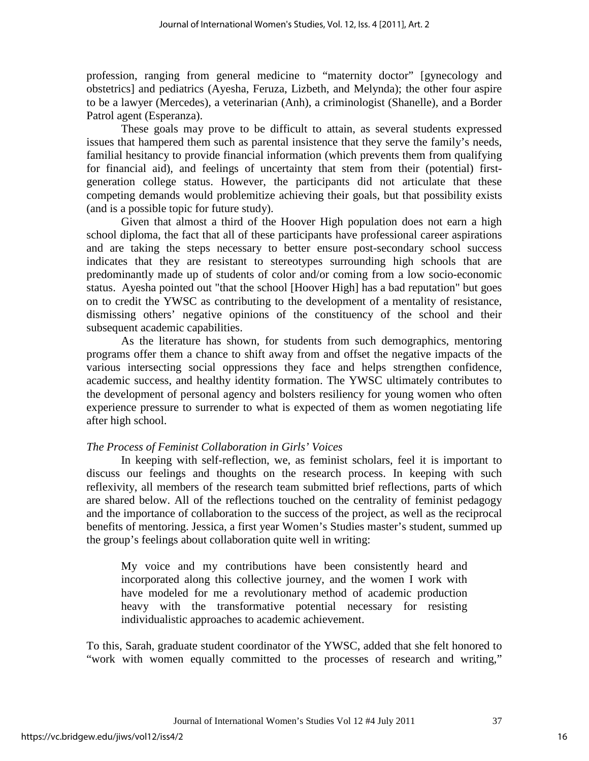profession, ranging from general medicine to "maternity doctor" [gynecology and obstetrics] and pediatrics (Ayesha, Feruza, Lizbeth, and Melynda); the other four aspire to be a lawyer (Mercedes), a veterinarian (Anh), a criminologist (Shanelle), and a Border Patrol agent (Esperanza).

These goals may prove to be difficult to attain, as several students expressed issues that hampered them such as parental insistence that they serve the family's needs, familial hesitancy to provide financial information (which prevents them from qualifying for financial aid), and feelings of uncertainty that stem from their (potential) first-generation college status. However, the participants did not articulate that these competing demands would problemitize achieving their goals, but that possibility exists (and is a possible topic for future study).

Given that almost a third of the Hoover High population does not earn a high school diploma, the fact that all of these participants have professional career aspirations and are taking the steps necessary to better ensure post-secondary school success indicates that they are resistant to stereotypes surrounding high schools that are predominantly made up of students of color and/or coming from a low socio-economic status. Ayesha pointed out "that the school [Hoover High] has a bad reputation" but goes on to credit the YWSC as contributing to the development of a mentality of resistance, dismissing others' negative opinions of the constituency of the school and their subsequent academic capabilities.

As the literature has shown, for students from such demographics, mentoring programs offer them a chance to shift away from and offset the negative impacts of the various intersecting social oppressions they face and helps strengthen confidence, academic success, and healthy identity formation. The YWSC ultimately contributes to the development of personal agency and bolsters resiliency for young women who often experience pressure to surrender to what is expected of them as women negotiating life after high school.

### *The Process of Feminist Collaboration in Girls' Voices*

In keeping with self-reflection, we, as feminist scholars, feel it is important to discuss our feelings and thoughts on the research process. In keeping with such reflexivity, all members of the research team submitted brief reflections, parts of which are shared below. All of the reflections touched on the centrality of feminist pedagogy and the importance of collaboration to the success of the project, as well as the reciprocal benefits of mentoring. Jessica, a first year Women's Studies master's student, summed up the group's feelings about collaboration quite well in writing:

> My voice and my contributions have been consistently heard and incorporated along this collective journey, and the women I work with have modeled for me a revolutionary method of academic production heavy with the transformative potential necessary for resisting individualistic approaches to academic achievement.

To this, Sarah, graduate student coordinator of the YWSC, added that she felt honored to "work with women equally committed to the processes of research and writing,"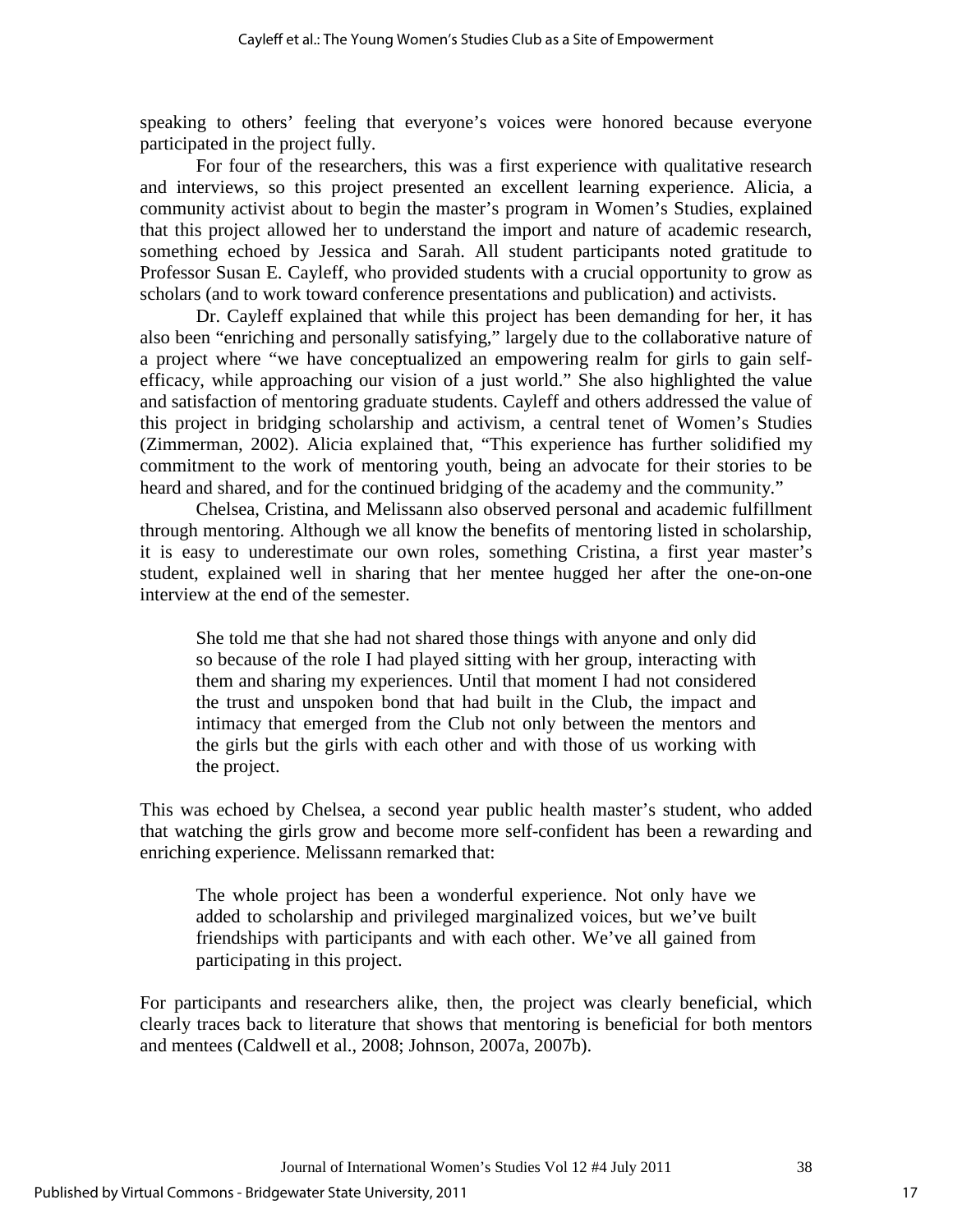speaking to others' feeling that everyone's voices were honored because everyone participated in the project fully.

For four of the researchers, this was a first experience with qualitative research and interviews, so this project presented an excellent learning experience. Alicia, a community activist about to begin the master's program in Women's Studies, explained that this project allowed her to understand the import and nature of academic research, something echoed by Jessica and Sarah. All student participants noted gratitude to Professor Susan E. Cayleff, who provided students with a crucial opportunity to grow as scholars (and to work toward conference presentations and publication) and activists.

Dr. Cayleff explained that while this project has been demanding for her, it has also been "enriching and personally satisfying," largely due to the collaborative nature of a project where "we have conceptualized an empowering realm for girls to gain self-efficacy, while approaching our vision of a just world." She also highlighted the value and satisfaction of mentoring graduate students. Cayleff and others addressed the value of this project in bridging scholarship and activism, a central tenet of Women's Studies (Zimmerman, 2002). Alicia explained that, "This experience has further solidified my commitment to the work of mentoring youth, being an advocate for their stories to be heard and shared, and for the continued bridging of the academy and the community."

Chelsea, Cristina, and Melissann also observed personal and academic fulfillment through mentoring. Although we all know the benefits of mentoring listed in scholarship, it is easy to underestimate our own roles, something Cristina, a first year master's student, explained well in sharing that her mentee hugged her after the one-on-one interview at the end of the semester.

> She told me that she had not shared those things with anyone and only did so because of the role I had played sitting with her group, interacting with them and sharing my experiences. Until that moment I had not considered the trust and unspoken bond that had built in the Club, the impact and intimacy that emerged from the Club not only between the mentors and the girls but the girls with each other and with those of us working with the project.

This was echoed by Chelsea, a second year public health master's student, who added that watching the girls grow and become more self-confident has been a rewarding and enriching experience. Melissann remarked that:

> The whole project has been a wonderful experience. Not only have we added to scholarship and privileged marginalized voices, but we've built friendships with participants and with each other. We've all gained from participating in this project.

For participants and researchers alike, then, the project was clearly beneficial, which clearly traces back to literature that shows that mentoring is beneficial for both mentors and mentees (Caldwell et al., 2008; Johnson, 2007a, 2007b).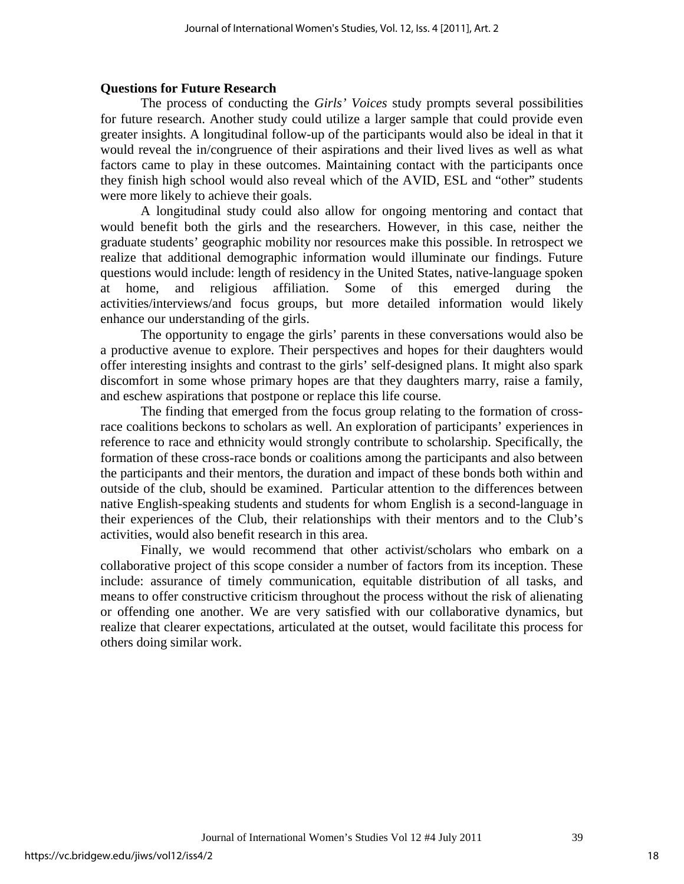### Questions for Future Research

The process of conducting the *Girls' Voices* study prompts several possibilities for future research. Another study could utilize a larger sample that could provide even greater insights. A longitudinal follow-up of the participants would also be ideal in that it would reveal the in/congruence of their aspirations and their lived lives as well as what factors came to play in these outcomes. Maintaining contact with the participants once they finish high school would also reveal which of the AVID, ESL and "other" students were more likely to achieve their goals.

A longitudinal study could also allow for ongoing mentoring and contact that would benefit both the girls and the researchers. However, in this case, neither the graduate students' geographic mobility nor resources make this possible. In retrospect we realize that additional demographic information would illuminate our findings. Future questions would include: length of residency in the United States, native-language spoken at home, and religious affiliation. Some of this emerged during the activities/interviews/and focus groups, but more detailed information would likely enhance our understanding of the girls.

The opportunity to engage the girls' parents in these conversations would also be a productive avenue to explore. Their perspectives and hopes for their daughters would offer interesting insights and contrast to the girls' self-designed plans. It might also spark discomfort in some whose primary hopes are that they daughters marry, raise a family, and eschew aspirations that postpone or replace this life course.

The finding that emerged from the focus group relating to the formation of cross-race coalitions beckons to scholars as well. An exploration of participants' experiences in reference to race and ethnicity would strongly contribute to scholarship. Specifically, the formation of these cross-race bonds or coalitions among the participants and also between the participants and their mentors, the duration and impact of these bonds both within and outside of the club, should be examined. Particular attention to the differences between native English-speaking students and students for whom English is a second-language in their experiences of the Club, their relationships with their mentors and to the Club's activities, would also benefit research in this area.

Finally, we would recommend that other activist/scholars who embark on a collaborative project of this scope consider a number of factors from its inception. These include: assurance of timely communication, equitable distribution of all tasks, and means to offer constructive criticism throughout the process without the risk of alienating or offending one another. We are very satisfied with our collaborative dynamics, but realize that clearer expectations, articulated at the outset, would facilitate this process for others doing similar work.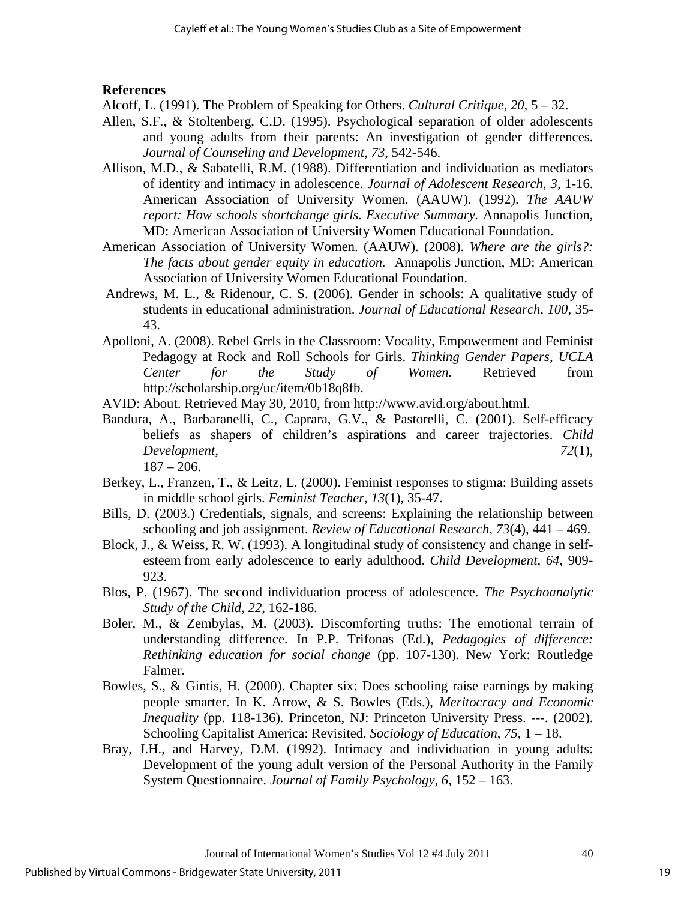**References**

Alcoff, L. (1991). The Problem of Speaking for Others. *Cultural Critique*, *20*, 5 – 32.

Allen, S.F., & Stoltenberg, C.D. (1995). Psychological separation of older adolescents and young adults from their parents: An investigation of gender differences. *Journal of Counseling and Development*, *73*, 542-546.

Allison, M.D., & Sabatelli, R.M. (1988). Differentiation and individuation as mediators of identity and intimacy in adolescence. *Journal of Adolescent Research, 3*, 1-16. American Association of University Women. (AAUW). (1992). *The AAUW report: How schools shortchange girls. Executive Summary.* Annapolis Junction, MD: American Association of University Women Educational Foundation.

American Association of University Women. (AAUW). (2008). *Where are the girls?: The facts about gender equity in education.* Annapolis Junction, MD: American Association of University Women Educational Foundation.

Andrews, M. L., & Ridenour, C. S. (2006). Gender in schools: A qualitative study of students in educational administration. *Journal of Educational Research*, *100*, 35-43.

Apolloni, A. (2008). Rebel Grrls in the Classroom: Vocality, Empowerment and Feminist Pedagogy at Rock and Roll Schools for Girls. *Thinking Gender Papers, UCLA Center for the Study of Women.* Retrieved from http://scholarship.org/uc/item/0b18q8fb.

AVID: About. Retrieved May 30, 2010, from http://www.avid.org/about.html.

Bandura, A., Barbaranelli, C., Caprara, G.V., & Pastorelli, C. (2001). Self-efficacy beliefs as shapers of children's aspirations and career trajectories. *Child Development,* *72*(1), 187 – 206.

Berkey, L., Franzen, T., & Leitz, L. (2000). Feminist responses to stigma: Building assets in middle school girls. *Feminist Teacher, 13*(1), 35-47.

Bills, D. (2003.) Credentials, signals, and screens: Explaining the relationship between schooling and job assignment. *Review of Educational Research, 73*(4), 441 – 469.

Block, J., & Weiss, R. W. (1993). A longitudinal study of consistency and change in self-esteem from early adolescence to early adulthood. *Child Development*, *64*, 909-923.

Blos, P. (1967). The second individuation process of adolescence. *The Psychoanalytic Study of the Child, 22,* 162-186.

Boler, M., & Zembylas, M. (2003). Discomforting truths: The emotional terrain of understanding difference. In P.P. Trifonas (Ed.), *Pedagogies of difference: Rethinking education for social change* (pp. 107-130)*.* New York: Routledge Falmer.

Bowles, S., & Gintis, H. (2000). Chapter six: Does schooling raise earnings by making people smarter. In K. Arrow, & S. Bowles (Eds.), *Meritocracy and Economic Inequality* (pp. 118-136). Princeton, NJ: Princeton University Press. ---. (2002). Schooling Capitalist America: Revisited. *Sociology of Education*, *75*, 1 – 18.

Bray, J.H., and Harvey, D.M. (1992). Intimacy and individuation in young adults: Development of the young adult version of the Personal Authority in the Family System Questionnaire. *Journal of Family Psychology*, *6*, 152 – 163.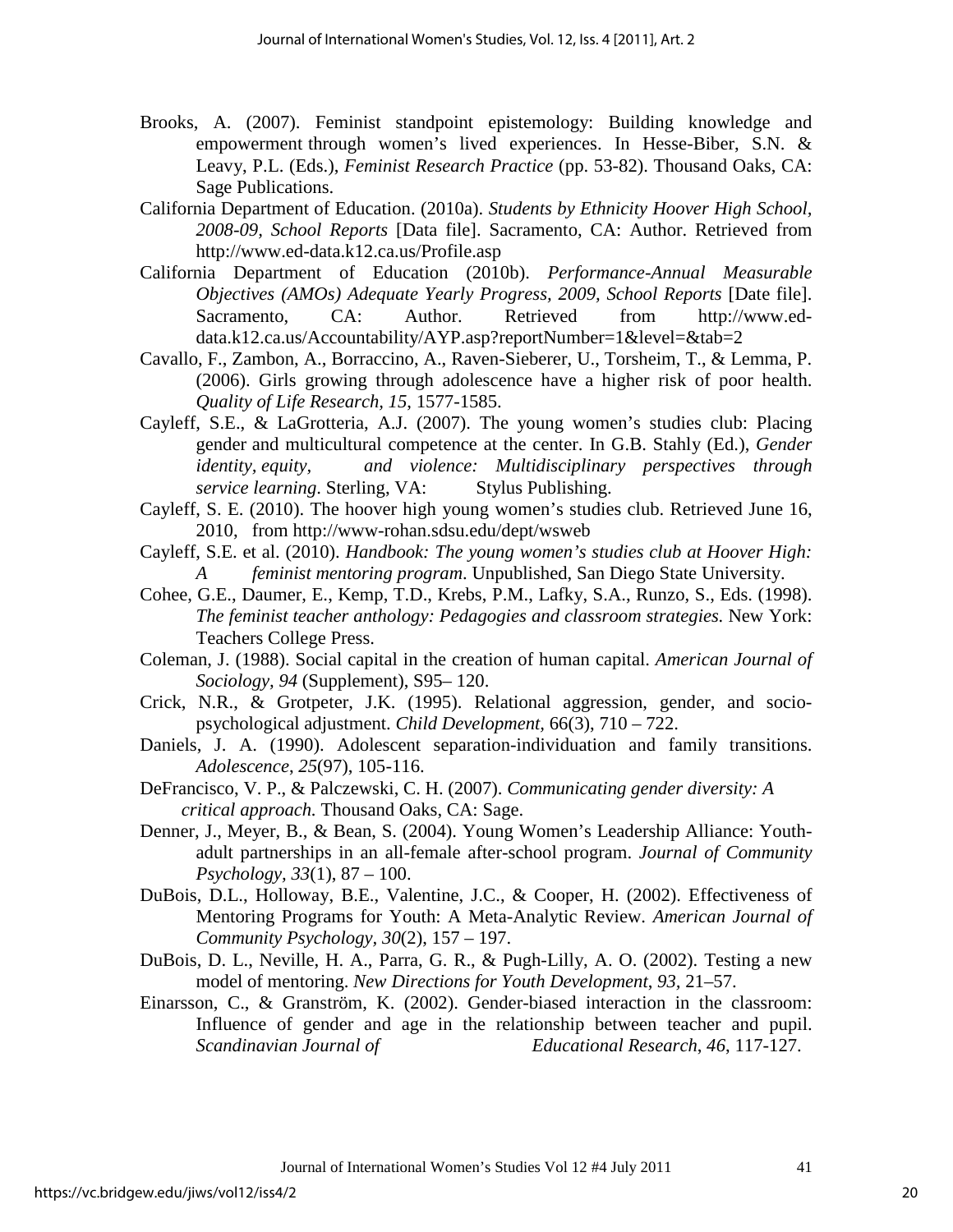Brooks, A. (2007). Feminist standpoint epistemology: Building knowledge and empowerment through women's lived experiences. In Hesse-Biber, S.N. & Leavy, P.L. (Eds.), *Feminist Research Practice* (pp. 53-82). Thousand Oaks, CA: Sage Publications.

California Department of Education. (2010a). *Students by Ethnicity Hoover High School, 2008-09, School Reports* [Data file]. Sacramento, CA: Author. Retrieved from http://www.ed-data.k12.ca.us/Profile.asp

California Department of Education (2010b). *Performance-Annual Measurable Objectives (AMOs) Adequate Yearly Progress, 2009, School Reports* [Date file]. Sacramento, CA: Author. Retrieved from http://www.ed-data.k12.ca.us/Accountability/AYP.asp?reportNumber=1&level=&tab=2

Cavallo, F., Zambon, A., Borraccino, A., Raven-Sieberer, U., Torsheim, T., & Lemma, P. (2006). Girls growing through adolescence have a higher risk of poor health. *Quality of Life Research, 15*, 1577-1585.

Cayleff, S.E., & LaGrotteria, A.J. (2007). The young women's studies club: Placing gender and multicultural competence at the center. In G.B. Stahly (Ed.), *Gender identity, equity, and violence: Multidisciplinary perspectives through service learning*. Sterling, VA: Stylus Publishing.

Cayleff, S. E. (2010). The hoover high young women's studies club. Retrieved June 16, 2010, from http://www-rohan.sdsu.edu/dept/wsweb

Cayleff, S.E. et al. (2010). *Handbook: The young women's studies club at Hoover High: A feminist mentoring program*. Unpublished, San Diego State University.

Cohee, G.E., Daumer, E., Kemp, T.D., Krebs, P.M., Lafky, S.A., Runzo, S., Eds. (1998). *The feminist teacher anthology: Pedagogies and classroom strategies.* New York: Teachers College Press.

Coleman, J. (1988). Social capital in the creation of human capital. *American Journal of Sociology, 94* (Supplement), S95– 120.

Crick, N.R., & Grotpeter, J.K. (1995). Relational aggression, gender, and socio-psychological adjustment. *Child Development,* 66(3), 710 – 722.

Daniels, J. A. (1990). Adolescent separation-individuation and family transitions. *Adolescence*, *25*(97), 105-116.

DeFrancisco, V. P., & Palczewski, C. H. (2007). *Communicating gender diversity: A critical approach.* Thousand Oaks, CA: Sage.

Denner, J., Meyer, B., & Bean, S. (2004). Young Women's Leadership Alliance: Youth-adult partnerships in an all-female after-school program. *Journal of Community Psychology, 33*(1), 87 – 100.

DuBois, D.L., Holloway, B.E., Valentine, J.C., & Cooper, H. (2002). Effectiveness of Mentoring Programs for Youth: A Meta-Analytic Review. *American Journal of Community Psychology, 30*(2), 157 – 197.

DuBois, D. L., Neville, H. A., Parra, G. R., & Pugh-Lilly, A. O. (2002). Testing a new model of mentoring. *New Directions for Youth Development, 93,* 21–57.

Einarsson, C., & Granström, K. (2002). Gender-biased interaction in the classroom: Influence of gender and age in the relationship between teacher and pupil. *Scandinavian Journal of Educational Research*, *46*, 117-127.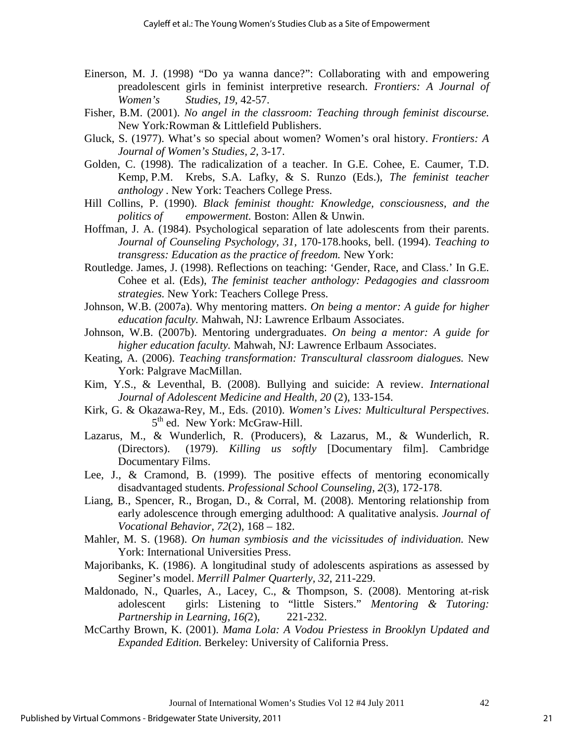Einerson, M. J. (1998) "Do ya wanna dance?": Collaborating with and empowering preadolescent girls in feminist interpretive research. *Frontiers: A Journal of Women's Studies, 19*, 42-57.

Fisher, B.M. (2001). *No angel in the classroom: Teaching through feminist discourse.* New York:Rowman & Littlefield Publishers.

Gluck, S. (1977). What's so special about women? Women's oral history. *Frontiers: A Journal of Women's Studies, 2*, 3-17.

Golden, C. (1998). The radicalization of a teacher. In G.E. Cohee, E. Caumer, T.D. Kemp, P.M. Krebs, S.A. Lafky, & S. Runzo (Eds.), *The feminist teacher anthology* . New York: Teachers College Press.

Hill Collins, P. (1990). *Black feminist thought: Knowledge, consciousness, and the politics of empowerment.* Boston: Allen & Unwin.

Hoffman, J. A. (1984). Psychological separation of late adolescents from their parents. *Journal of Counseling Psychology, 31,* 170-178.hooks, bell. (1994). *Teaching to transgress: Education as the practice of freedom.* New York:

Routledge. James, J. (1998). Reflections on teaching: 'Gender, Race, and Class.' In G.E. Cohee et al. (Eds), *The feminist teacher anthology: Pedagogies and classroom strategies.* New York: Teachers College Press.

Johnson, W.B. (2007a). Why mentoring matters. *On being a mentor: A guide for higher education faculty.* Mahwah, NJ: Lawrence Erlbaum Associates.

Johnson, W.B. (2007b). Mentoring undergraduates. *On being a mentor: A guide for higher education faculty.* Mahwah, NJ: Lawrence Erlbaum Associates.

Keating, A. (2006). *Teaching transformation: Transcultural classroom dialogues.* New York: Palgrave MacMillan.

Kim, Y.S., & Leventhal, B. (2008). Bullying and suicide: A review. *International Journal of Adolescent Medicine and Health, 20* (2), 133-154.

Kirk, G. & Okazawa-Rey, M., Eds. (2010). *Women's Lives: Multicultural Perspectives.* 5th ed. New York: McGraw-Hill.

Lazarus, M., & Wunderlich, R. (Producers), & Lazarus, M., & Wunderlich, R. (Directors). (1979). *Killing us softly* [Documentary film]. Cambridge Documentary Films.

Lee, J., & Cramond, B. (1999). The positive effects of mentoring economically disadvantaged students. *Professional School Counseling, 2*(3), 172-178.

Liang, B., Spencer, R., Brogan, D., & Corral, M. (2008). Mentoring relationship from early adolescence through emerging adulthood: A qualitative analysis. *Journal of Vocational Behavior, 72*(2), 168 – 182.

Mahler, M. S. (1968). *On human symbiosis and the vicissitudes of individuation.* New York: International Universities Press.

Majoribanks, K. (1986). A longitudinal study of adolescents aspirations as assessed by Seginer's model. *Merrill Palmer Quarterly, 32,* 211-229.

Maldonado, N., Quarles, A., Lacey, C., & Thompson, S. (2008). Mentoring at-risk adolescent girls: Listening to "little Sisters." *Mentoring & Tutoring: Partnership in Learning, 16(*2), 221-232.

McCarthy Brown, K. (2001). *Mama Lola: A Vodou Priestess in Brooklyn Updated and Expanded Edition.* Berkeley: University of California Press.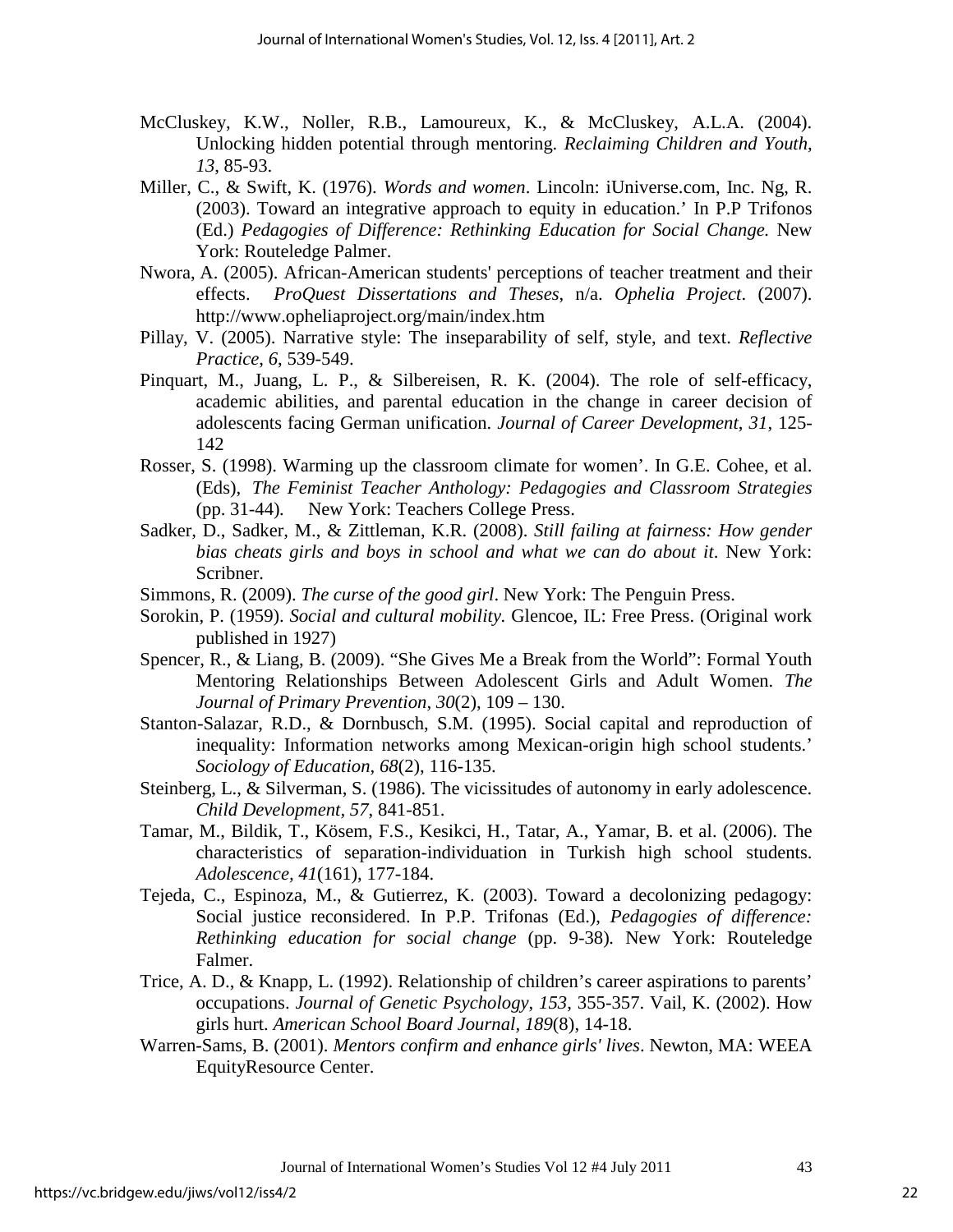McCluskey, K.W., Noller, R.B., Lamoureux, K., & McCluskey, A.L.A. (2004). Unlocking hidden potential through mentoring. *Reclaiming Children and Youth, 13*, 85-93.

Miller, C., & Swift, K. (1976). *Words and women*. Lincoln: iUniverse.com, Inc. Ng, R. (2003). Toward an integrative approach to equity in education.' In P.P Trifonos (Ed.) *Pedagogies of Difference: Rethinking Education for Social Change.* New York: Routeledge Palmer.

Nwora, A. (2005). African-American students' perceptions of teacher treatment and their effects. *ProQuest Dissertations and Theses*, n/a. *Ophelia Project*. (2007). http://www.opheliaproject.org/main/index.htm

Pillay, V. (2005). Narrative style: The inseparability of self, style, and text. *Reflective Practice, 6*, 539-549.

Pinquart, M., Juang, L. P., & Silbereisen, R. K. (2004). The role of self-efficacy, academic abilities, and parental education in the change in career decision of adolescents facing German unification. *Journal of Career Development*, *31*, 125-142

Rosser, S. (1998). Warming up the classroom climate for women'. In G.E. Cohee, et al. (Eds), *The Feminist Teacher Anthology: Pedagogies and Classroom Strategies* (pp. 31-44). New York: Teachers College Press.

Sadker, D., Sadker, M., & Zittleman, K.R. (2008). *Still failing at fairness: How gender bias cheats girls and boys in school and what we can do about it*. New York: Scribner.

Simmons, R. (2009). *The curse of the good girl*. New York: The Penguin Press.

Sorokin, P. (1959). *Social and cultural mobility*. Glencoe, IL: Free Press. (Original work published in 1927)

Spencer, R., & Liang, B. (2009). "She Gives Me a Break from the World": Formal Youth Mentoring Relationships Between Adolescent Girls and Adult Women. *The Journal of Primary Prevention, 30*(2), 109 – 130.

Stanton-Salazar, R.D., & Dornbusch, S.M. (1995). Social capital and reproduction of inequality: Information networks among Mexican-origin high school students.' *Sociology of Education, 68*(2), 116-135.

Steinberg, L., & Silverman, S. (1986). The vicissitudes of autonomy in early adolescence. *Child Development, 57*, 841-851.

Tamar, M., Bildik, T., Kösem, F.S., Kesikci, H., Tatar, A., Yamar, B. et al. (2006). The characteristics of separation-individuation in Turkish high school students. *Adolescence, 41*(161), 177-184.

Tejeda, C., Espinoza, M., & Gutierrez, K. (2003). Toward a decolonizing pedagogy: Social justice reconsidered. In P.P. Trifonas (Ed.), *Pedagogies of difference: Rethinking education for social change* (pp. 9-38). New York: Routeledge Falmer.

Trice, A. D., & Knapp, L. (1992). Relationship of children's career aspirations to parents' occupations. *Journal of Genetic Psychology*, *153*, 355-357. Vail, K. (2002). How girls hurt. *American School Board Journal, 189*(8), 14-18.

Warren-Sams, B. (2001). *Mentors confirm and enhance girls' lives*. Newton, MA: WEEA EquityResource Center.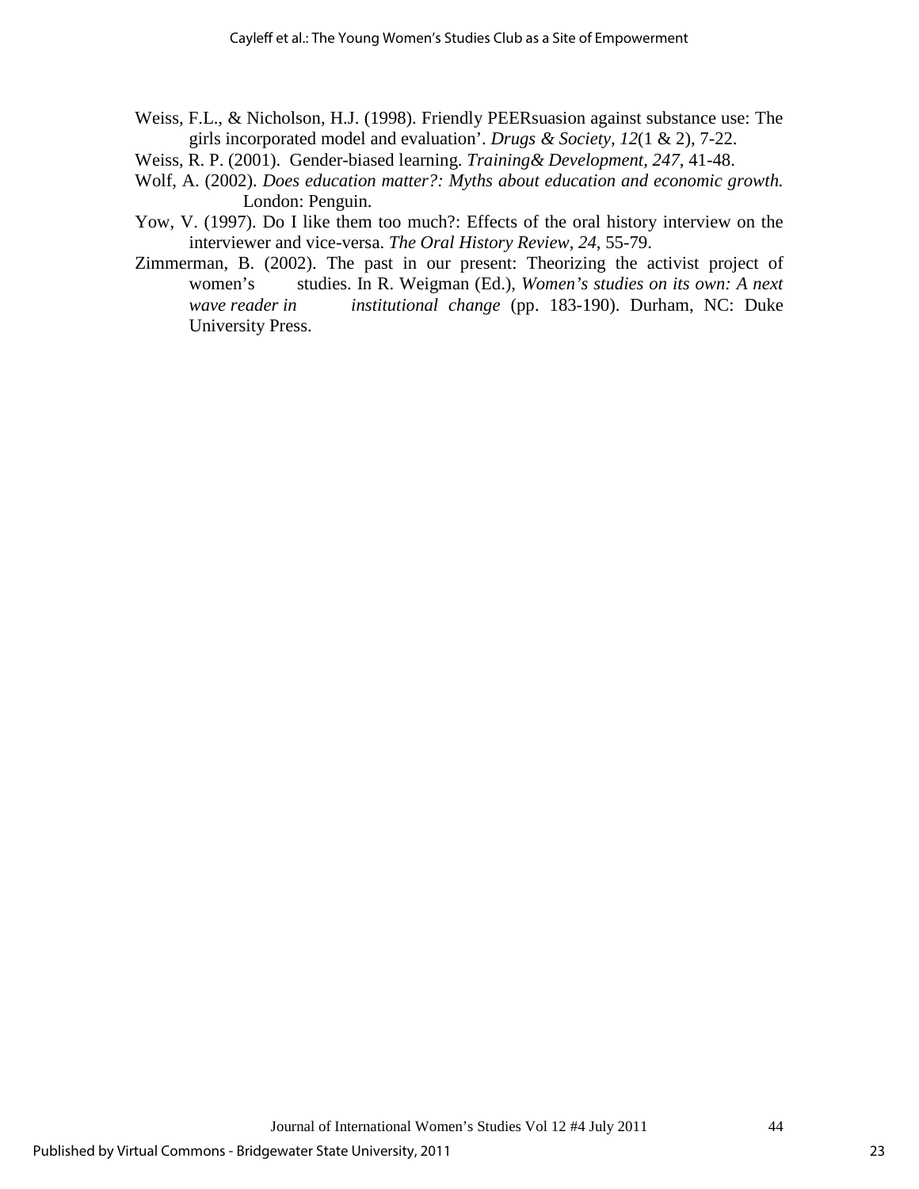Weiss, F.L., & Nicholson, H.J. (1998). Friendly PEERsuasion against substance use: The girls incorporated model and evaluation'. *Drugs & Society*, *12*(1 & 2), 7-22.

Weiss, R. P. (2001). Gender-biased learning. *Training& Development*, *247*, 41-48.

Wolf, A. (2002). *Does education matter?: Myths about education and economic growth.* London: Penguin.

Yow, V. (1997). Do I like them too much?: Effects of the oral history interview on the interviewer and vice-versa. *The Oral History Review*, *24*, 55-79.

Zimmerman, B. (2002). The past in our present: Theorizing the activist project of women's studies. In R. Weigman (Ed.), *Women's studies on its own: A next wave reader in institutional change* (pp. 183-190). Durham, NC: Duke University Press.